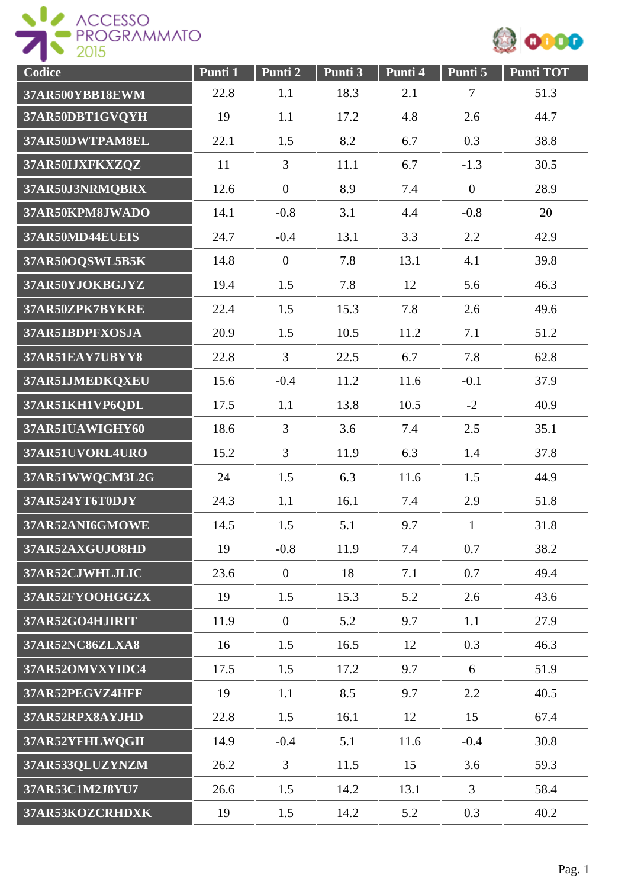| Codice | Punti 1 | Punti 2 | Punti 3 | Punti 4 | Punti 5 | Punti TOT |
|---|---|---|---|---|---|---|
| 37AR500YBB18EWM | 22.8 | 1.1 | 18.3 | 2.1 | 7 | 51.3 |
| 37AR50DBT1GVQYH | 19 | 1.1 | 17.2 | 4.8 | 2.6 | 44.7 |
| 37AR50DWTPAM8EL | 22.1 | 1.5 | 8.2 | 6.7 | 0.3 | 38.8 |
| 37AR50IJXFKXZQZ | 11 | 3 | 11.1 | 6.7 | -1.3 | 30.5 |
| 37AR50J3NRMQBRX | 12.6 | 0 | 8.9 | 7.4 | 0 | 28.9 |
| 37AR50KPM8JWADO | 14.1 | -0.8 | 3.1 | 4.4 | -0.8 | 20 |
| 37AR50MD44EUEIS | 24.7 | -0.4 | 13.1 | 3.3 | 2.2 | 42.9 |
| 37AR50OQSWL5B5K | 14.8 | 0 | 7.8 | 13.1 | 4.1 | 39.8 |
| 37AR50YJOKBGJYZ | 19.4 | 1.5 | 7.8 | 12 | 5.6 | 46.3 |
| 37AR50ZPK7BYKRE | 22.4 | 1.5 | 15.3 | 7.8 | 2.6 | 49.6 |
| 37AR51BDPFXOSJA | 20.9 | 1.5 | 10.5 | 11.2 | 7.1 | 51.2 |
| 37AR51EAY7UBYY8 | 22.8 | 3 | 22.5 | 6.7 | 7.8 | 62.8 |
| 37AR51JMEDKQXEU | 15.6 | -0.4 | 11.2 | 11.6 | -0.1 | 37.9 |
| 37AR51KH1VP6QDL | 17.5 | 1.1 | 13.8 | 10.5 | -2 | 40.9 |
| 37AR51UAWIGHY60 | 18.6 | 3 | 3.6 | 7.4 | 2.5 | 35.1 |
| 37AR51UVORL4URO | 15.2 | 3 | 11.9 | 6.3 | 1.4 | 37.8 |
| 37AR51WWQCM3L2G | 24 | 1.5 | 6.3 | 11.6 | 1.5 | 44.9 |
| 37AR524YT6T0DJY | 24.3 | 1.1 | 16.1 | 7.4 | 2.9 | 51.8 |
| 37AR52ANI6GMOWE | 14.5 | 1.5 | 5.1 | 9.7 | 1 | 31.8 |
| 37AR52AXGUJO8HD | 19 | -0.8 | 11.9 | 7.4 | 0.7 | 38.2 |
| 37AR52CJWHLJLIC | 23.6 | 0 | 18 | 7.1 | 0.7 | 49.4 |
| 37AR52FYOOHGGZX | 19 | 1.5 | 15.3 | 5.2 | 2.6 | 43.6 |
| 37AR52GO4HJIRIT | 11.9 | 0 | 5.2 | 9.7 | 1.1 | 27.9 |
| 37AR52NC86ZLXA8 | 16 | 1.5 | 16.5 | 12 | 0.3 | 46.3 |
| 37AR52OMVXYIDC4 | 17.5 | 1.5 | 17.2 | 9.7 | 6 | 51.9 |
| 37AR52PEGVZ4HFF | 19 | 1.1 | 8.5 | 9.7 | 2.2 | 40.5 |
| 37AR52RPX8AYJHD | 22.8 | 1.5 | 16.1 | 12 | 15 | 67.4 |
| 37AR52YFHLWQGII | 14.9 | -0.4 | 5.1 | 11.6 | -0.4 | 30.8 |
| 37AR533QLUZYNZM | 26.2 | 3 | 11.5 | 15 | 3.6 | 59.3 |
| 37AR53C1M2J8YU7 | 26.6 | 1.5 | 14.2 | 13.1 | 3 | 58.4 |
| 37AR53KOZCRHDXK | 19 | 1.5 | 14.2 | 5.2 | 0.3 | 40.2 |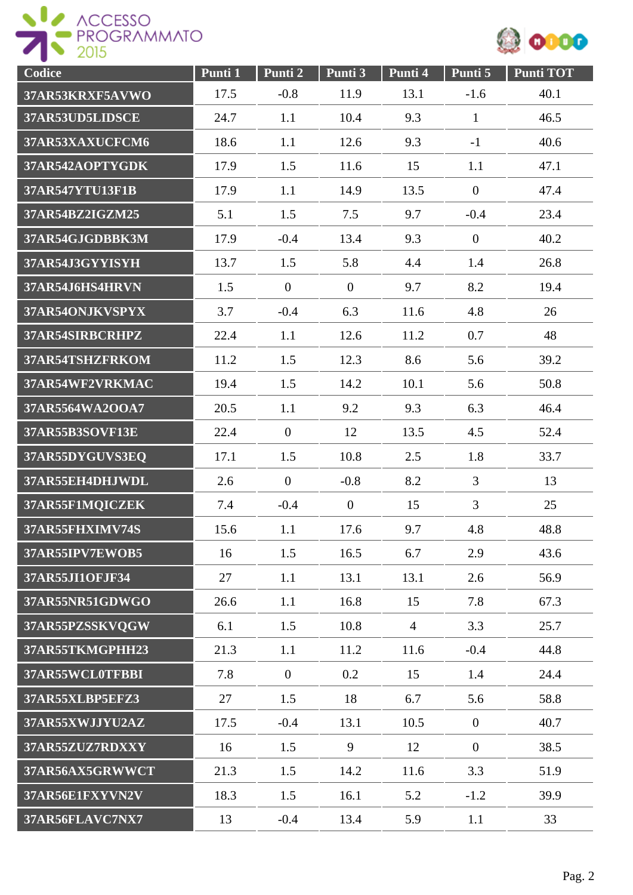| Codice | Punti 1 | Punti 2 | Punti 3 | Punti 4 | Punti 5 | Punti TOT |
|---|---|---|---|---|---|---|
| 37AR53KRXF5AVWO | 17.5 | -0.8 | 11.9 | 13.1 | -1.6 | 40.1 |
| 37AR53UD5LIDSCE | 24.7 | 1.1 | 10.4 | 9.3 | 1 | 46.5 |
| 37AR53XAXUCFCM6 | 18.6 | 1.1 | 12.6 | 9.3 | -1 | 40.6 |
| 37AR542AOPTYGDK | 17.9 | 1.5 | 11.6 | 15 | 1.1 | 47.1 |
| 37AR547YTU13F1B | 17.9 | 1.1 | 14.9 | 13.5 | 0 | 47.4 |
| 37AR54BZ2IGZM25 | 5.1 | 1.5 | 7.5 | 9.7 | -0.4 | 23.4 |
| 37AR54GJGDBBK3M | 17.9 | -0.4 | 13.4 | 9.3 | 0 | 40.2 |
| 37AR54J3GYYISYH | 13.7 | 1.5 | 5.8 | 4.4 | 1.4 | 26.8 |
| 37AR54J6HS4HRVN | 1.5 | 0 | 0 | 9.7 | 8.2 | 19.4 |
| 37AR54ONJKVSPYX | 3.7 | -0.4 | 6.3 | 11.6 | 4.8 | 26 |
| 37AR54SIRBCRHPZ | 22.4 | 1.1 | 12.6 | 11.2 | 0.7 | 48 |
| 37AR54TSHZFRKOM | 11.2 | 1.5 | 12.3 | 8.6 | 5.6 | 39.2 |
| 37AR54WF2VRKMAC | 19.4 | 1.5 | 14.2 | 10.1 | 5.6 | 50.8 |
| 37AR5564WA2OOA7 | 20.5 | 1.1 | 9.2 | 9.3 | 6.3 | 46.4 |
| 37AR55B3SOVF13E | 22.4 | 0 | 12 | 13.5 | 4.5 | 52.4 |
| 37AR55DYGUVS3EQ | 17.1 | 1.5 | 10.8 | 2.5 | 1.8 | 33.7 |
| 37AR55EH4DHJWDL | 2.6 | 0 | -0.8 | 8.2 | 3 | 13 |
| 37AR55F1MQICZEK | 7.4 | -0.4 | 0 | 15 | 3 | 25 |
| 37AR55FHXIMV74S | 15.6 | 1.1 | 17.6 | 9.7 | 4.8 | 48.8 |
| 37AR55IPV7EWOB5 | 16 | 1.5 | 16.5 | 6.7 | 2.9 | 43.6 |
| 37AR55JI1OFJF34 | 27 | 1.1 | 13.1 | 13.1 | 2.6 | 56.9 |
| 37AR55NR51GDWGO | 26.6 | 1.1 | 16.8 | 15 | 7.8 | 67.3 |
| 37AR55PZSSKVQGW | 6.1 | 1.5 | 10.8 | 4 | 3.3 | 25.7 |
| 37AR55TKMGPHH23 | 21.3 | 1.1 | 11.2 | 11.6 | -0.4 | 44.8 |
| 37AR55WCL0TFBBI | 7.8 | 0 | 0.2 | 15 | 1.4 | 24.4 |
| 37AR55XLBP5EFZ3 | 27 | 1.5 | 18 | 6.7 | 5.6 | 58.8 |
| 37AR55XWJJYU2AZ | 17.5 | -0.4 | 13.1 | 10.5 | 0 | 40.7 |
| 37AR55ZUZ7RDXXY | 16 | 1.5 | 9 | 12 | 0 | 38.5 |
| 37AR56AX5GRWWCT | 21.3 | 1.5 | 14.2 | 11.6 | 3.3 | 51.9 |
| 37AR56E1FXYVN2V | 18.3 | 1.5 | 16.1 | 5.2 | -1.2 | 39.9 |
| 37AR56FLAVC7NX7 | 13 | -0.4 | 13.4 | 5.9 | 1.1 | 33 |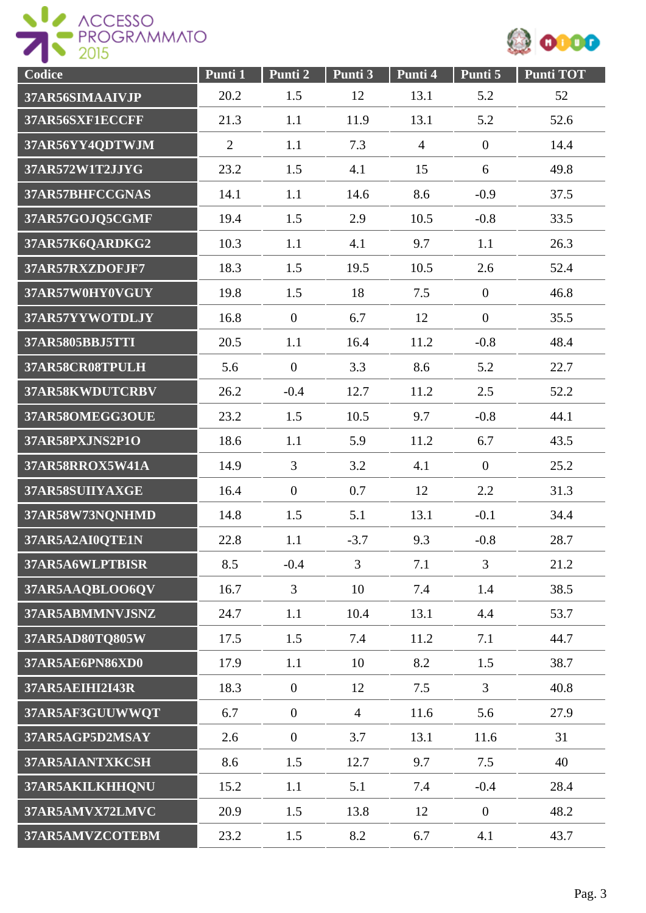| Codice | Punti 1 | Punti 2 | Punti 3 | Punti 4 | Punti 5 | Punti TOT |
|---|---|---|---|---|---|---|
| 37AR56SIMAAIVJP | 20.2 | 1.5 | 12 | 13.1 | 5.2 | 52 |
| 37AR56SXF1ECCFF | 21.3 | 1.1 | 11.9 | 13.1 | 5.2 | 52.6 |
| 37AR56YY4QDTWJM | 2 | 1.1 | 7.3 | 4 | 0 | 14.4 |
| 37AR572W1T2JJYG | 23.2 | 1.5 | 4.1 | 15 | 6 | 49.8 |
| 37AR57BHFCCGNAS | 14.1 | 1.1 | 14.6 | 8.6 | -0.9 | 37.5 |
| 37AR57GOJQ5CGMF | 19.4 | 1.5 | 2.9 | 10.5 | -0.8 | 33.5 |
| 37AR57K6QARDKG2 | 10.3 | 1.1 | 4.1 | 9.7 | 1.1 | 26.3 |
| 37AR57RXZDOFJF7 | 18.3 | 1.5 | 19.5 | 10.5 | 2.6 | 52.4 |
| 37AR57W0HY0VGUY | 19.8 | 1.5 | 18 | 7.5 | 0 | 46.8 |
| 37AR57YYWOTDLJY | 16.8 | 0 | 6.7 | 12 | 0 | 35.5 |
| 37AR5805BBJ5TTI | 20.5 | 1.1 | 16.4 | 11.2 | -0.8 | 48.4 |
| 37AR58CR08TPULH | 5.6 | 0 | 3.3 | 8.6 | 5.2 | 22.7 |
| 37AR58KWDUTCRBV | 26.2 | -0.4 | 12.7 | 11.2 | 2.5 | 52.2 |
| 37AR58OMEGG3OUE | 23.2 | 1.5 | 10.5 | 9.7 | -0.8 | 44.1 |
| 37AR58PXJNS2P1O | 18.6 | 1.1 | 5.9 | 11.2 | 6.7 | 43.5 |
| 37AR58RROX5W41A | 14.9 | 3 | 3.2 | 4.1 | 0 | 25.2 |
| 37AR58SUIIYAXGE | 16.4 | 0 | 0.7 | 12 | 2.2 | 31.3 |
| 37AR58W73NQNHMD | 14.8 | 1.5 | 5.1 | 13.1 | -0.1 | 34.4 |
| 37AR5A2AI0QTE1N | 22.8 | 1.1 | -3.7 | 9.3 | -0.8 | 28.7 |
| 37AR5A6WLPTBISR | 8.5 | -0.4 | 3 | 7.1 | 3 | 21.2 |
| 37AR5AAQBLOO6QV | 16.7 | 3 | 10 | 7.4 | 1.4 | 38.5 |
| 37AR5ABMMNVJSNZ | 24.7 | 1.1 | 10.4 | 13.1 | 4.4 | 53.7 |
| 37AR5AD80TQ805W | 17.5 | 1.5 | 7.4 | 11.2 | 7.1 | 44.7 |
| 37AR5AE6PN86XD0 | 17.9 | 1.1 | 10 | 8.2 | 1.5 | 38.7 |
| 37AR5AEIHI2I43R | 18.3 | 0 | 12 | 7.5 | 3 | 40.8 |
| 37AR5AF3GUUWWQT | 6.7 | 0 | 4 | 11.6 | 5.6 | 27.9 |
| 37AR5AGP5D2MSAY | 2.6 | 0 | 3.7 | 13.1 | 11.6 | 31 |
| 37AR5AIANTXKCSH | 8.6 | 1.5 | 12.7 | 9.7 | 7.5 | 40 |
| 37AR5AKILKHHQNU | 15.2 | 1.1 | 5.1 | 7.4 | -0.4 | 28.4 |
| 37AR5AMVX72LMVC | 20.9 | 1.5 | 13.8 | 12 | 0 | 48.2 |
| 37AR5AMVZCOTEBM | 23.2 | 1.5 | 8.2 | 6.7 | 4.1 | 43.7 |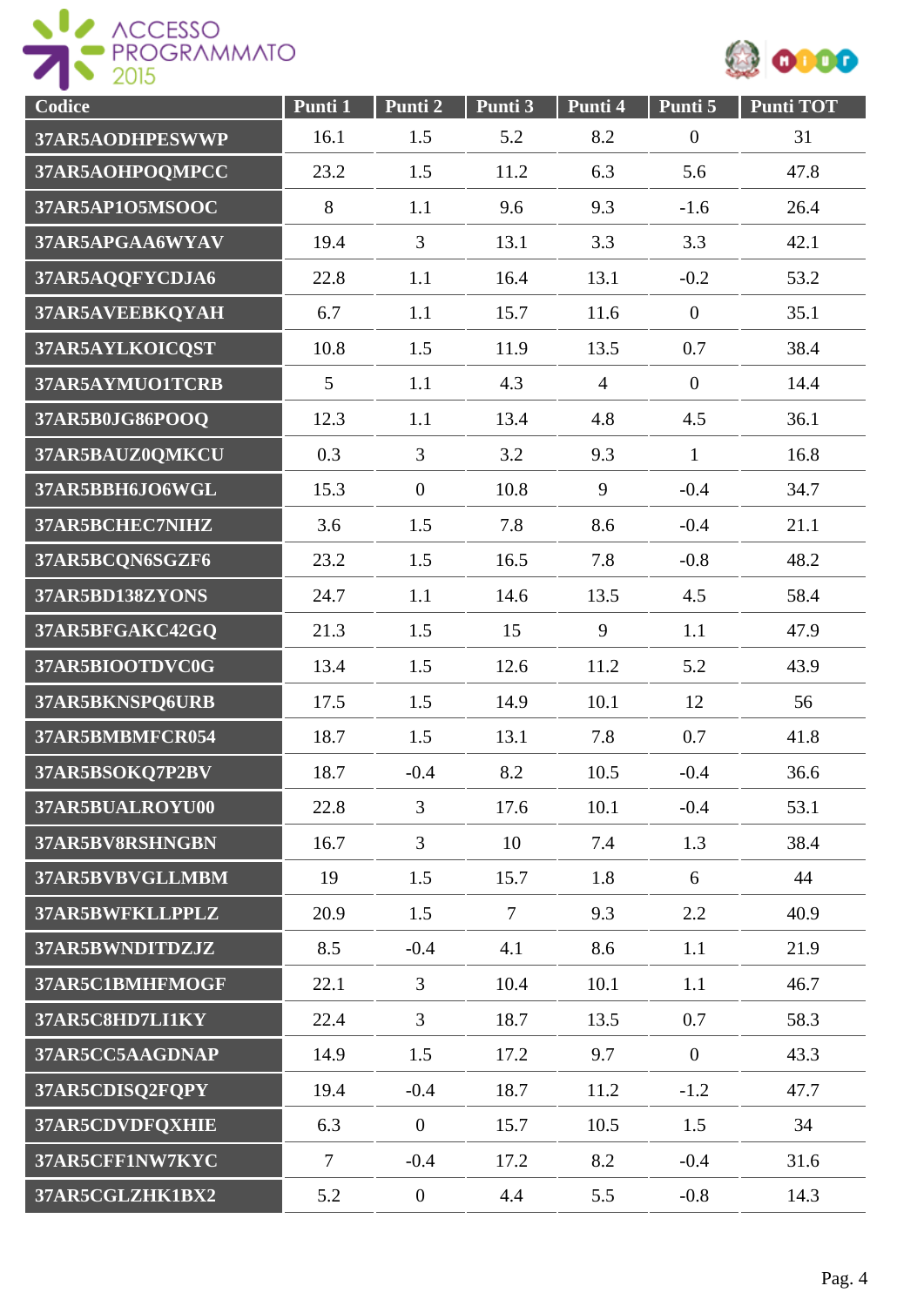| Codice | Punti 1 | Punti 2 | Punti 3 | Punti 4 | Punti 5 | Punti TOT |
|---|---|---|---|---|---|---|
| 37AR5AODHPESWWP | 16.1 | 1.5 | 5.2 | 8.2 | 0 | 31 |
| 37AR5AOHPOQMPCC | 23.2 | 1.5 | 11.2 | 6.3 | 5.6 | 47.8 |
| 37AR5AP1O5MSOOC | 8 | 1.1 | 9.6 | 9.3 | -1.6 | 26.4 |
| 37AR5APGAA6WYAV | 19.4 | 3 | 13.1 | 3.3 | 3.3 | 42.1 |
| 37AR5AQQFYCDJA6 | 22.8 | 1.1 | 16.4 | 13.1 | -0.2 | 53.2 |
| 37AR5AVEEBKQYAH | 6.7 | 1.1 | 15.7 | 11.6 | 0 | 35.1 |
| 37AR5AYLKOICQST | 10.8 | 1.5 | 11.9 | 13.5 | 0.7 | 38.4 |
| 37AR5AYMUO1TCRB | 5 | 1.1 | 4.3 | 4 | 0 | 14.4 |
| 37AR5B0JG86POOQ | 12.3 | 1.1 | 13.4 | 4.8 | 4.5 | 36.1 |
| 37AR5BAUZ0QMKCU | 0.3 | 3 | 3.2 | 9.3 | 1 | 16.8 |
| 37AR5BBH6JO6WGL | 15.3 | 0 | 10.8 | 9 | -0.4 | 34.7 |
| 37AR5BCHEC7NIHZ | 3.6 | 1.5 | 7.8 | 8.6 | -0.4 | 21.1 |
| 37AR5BCQN6SGZF6 | 23.2 | 1.5 | 16.5 | 7.8 | -0.8 | 48.2 |
| 37AR5BD138ZYONS | 24.7 | 1.1 | 14.6 | 13.5 | 4.5 | 58.4 |
| 37AR5BFGAKC42GQ | 21.3 | 1.5 | 15 | 9 | 1.1 | 47.9 |
| 37AR5BIOOTDVC0G | 13.4 | 1.5 | 12.6 | 11.2 | 5.2 | 43.9 |
| 37AR5BKNSPQ6URB | 17.5 | 1.5 | 14.9 | 10.1 | 12 | 56 |
| 37AR5BMBMFCR054 | 18.7 | 1.5 | 13.1 | 7.8 | 0.7 | 41.8 |
| 37AR5BSOKQ7P2BV | 18.7 | -0.4 | 8.2 | 10.5 | -0.4 | 36.6 |
| 37AR5BUALROYU00 | 22.8 | 3 | 17.6 | 10.1 | -0.4 | 53.1 |
| 37AR5BV8RSHNGBN | 16.7 | 3 | 10 | 7.4 | 1.3 | 38.4 |
| 37AR5BVBVGLLMBM | 19 | 1.5 | 15.7 | 1.8 | 6 | 44 |
| 37AR5BWFKLLPPLZ | 20.9 | 1.5 | 7 | 9.3 | 2.2 | 40.9 |
| 37AR5BWNDITDZJZ | 8.5 | -0.4 | 4.1 | 8.6 | 1.1 | 21.9 |
| 37AR5C1BMHFMOGF | 22.1 | 3 | 10.4 | 10.1 | 1.1 | 46.7 |
| 37AR5C8HD7LI1KY | 22.4 | 3 | 18.7 | 13.5 | 0.7 | 58.3 |
| 37AR5CC5AAGDNAP | 14.9 | 1.5 | 17.2 | 9.7 | 0 | 43.3 |
| 37AR5CDISQ2FQPY | 19.4 | -0.4 | 18.7 | 11.2 | -1.2 | 47.7 |
| 37AR5CDVDFQXHIE | 6.3 | 0 | 15.7 | 10.5 | 1.5 | 34 |
| 37AR5CFF1NW7KYC | 7 | -0.4 | 17.2 | 8.2 | -0.4 | 31.6 |
| 37AR5CGLZHK1BX2 | 5.2 | 0 | 4.4 | 5.5 | -0.8 | 14.3 |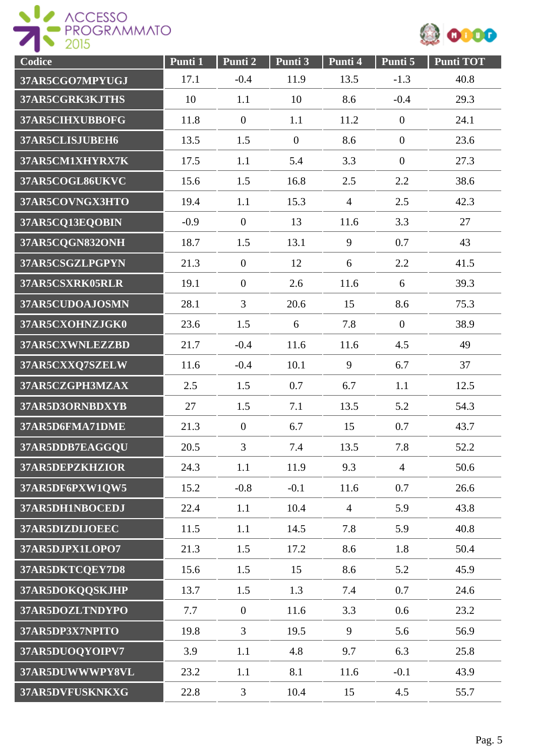| Codice | Punti 1 | Punti 2 | Punti 3 | Punti 4 | Punti 5 | Punti TOT |
|---|---|---|---|---|---|---|
| 37AR5CGO7MPYUGJ | 17.1 | -0.4 | 11.9 | 13.5 | -1.3 | 40.8 |
| 37AR5CGRK3KJTHS | 10 | 1.1 | 10 | 8.6 | -0.4 | 29.3 |
| 37AR5CIHXUBBOFG | 11.8 | 0 | 1.1 | 11.2 | 0 | 24.1 |
| 37AR5CLISJUBEH6 | 13.5 | 1.5 | 0 | 8.6 | 0 | 23.6 |
| 37AR5CM1XHYRX7K | 17.5 | 1.1 | 5.4 | 3.3 | 0 | 27.3 |
| 37AR5COGL86UKVC | 15.6 | 1.5 | 16.8 | 2.5 | 2.2 | 38.6 |
| 37AR5COVNGX3HTO | 19.4 | 1.1 | 15.3 | 4 | 2.5 | 42.3 |
| 37AR5CQ13EQOBIN | -0.9 | 0 | 13 | 11.6 | 3.3 | 27 |
| 37AR5CQGN832ONH | 18.7 | 1.5 | 13.1 | 9 | 0.7 | 43 |
| 37AR5CSGZLPGPYN | 21.3 | 0 | 12 | 6 | 2.2 | 41.5 |
| 37AR5CSXRK05RLR | 19.1 | 0 | 2.6 | 11.6 | 6 | 39.3 |
| 37AR5CUDOAJOSMN | 28.1 | 3 | 20.6 | 15 | 8.6 | 75.3 |
| 37AR5CXOHNZJGK0 | 23.6 | 1.5 | 6 | 7.8 | 0 | 38.9 |
| 37AR5CXWNLEZZBD | 21.7 | -0.4 | 11.6 | 11.6 | 4.5 | 49 |
| 37AR5CXXQ7SZELW | 11.6 | -0.4 | 10.1 | 9 | 6.7 | 37 |
| 37AR5CZGPH3MZAX | 2.5 | 1.5 | 0.7 | 6.7 | 1.1 | 12.5 |
| 37AR5D3ORNBDXYB | 27 | 1.5 | 7.1 | 13.5 | 5.2 | 54.3 |
| 37AR5D6FMA71DME | 21.3 | 0 | 6.7 | 15 | 0.7 | 43.7 |
| 37AR5DDB7EAGGQU | 20.5 | 3 | 7.4 | 13.5 | 7.8 | 52.2 |
| 37AR5DEPZKHZIOR | 24.3 | 1.1 | 11.9 | 9.3 | 4 | 50.6 |
| 37AR5DF6PXW1QW5 | 15.2 | -0.8 | -0.1 | 11.6 | 0.7 | 26.6 |
| 37AR5DH1NBOCEDJ | 22.4 | 1.1 | 10.4 | 4 | 5.9 | 43.8 |
| 37AR5DIZDIJOEEC | 11.5 | 1.1 | 14.5 | 7.8 | 5.9 | 40.8 |
| 37AR5DJPX1LOPO7 | 21.3 | 1.5 | 17.2 | 8.6 | 1.8 | 50.4 |
| 37AR5DKTCQEY7D8 | 15.6 | 1.5 | 15 | 8.6 | 5.2 | 45.9 |
| 37AR5DOKQQSKJHP | 13.7 | 1.5 | 1.3 | 7.4 | 0.7 | 24.6 |
| 37AR5DOZLTNDYPO | 7.7 | 0 | 11.6 | 3.3 | 0.6 | 23.2 |
| 37AR5DP3X7NPITO | 19.8 | 3 | 19.5 | 9 | 5.6 | 56.9 |
| 37AR5DUOQYOIPV7 | 3.9 | 1.1 | 4.8 | 9.7 | 6.3 | 25.8 |
| 37AR5DUWWWPY8VL | 23.2 | 1.1 | 8.1 | 11.6 | -0.1 | 43.9 |
| 37AR5DVFUSKNKXG | 22.8 | 3 | 10.4 | 15 | 4.5 | 55.7 |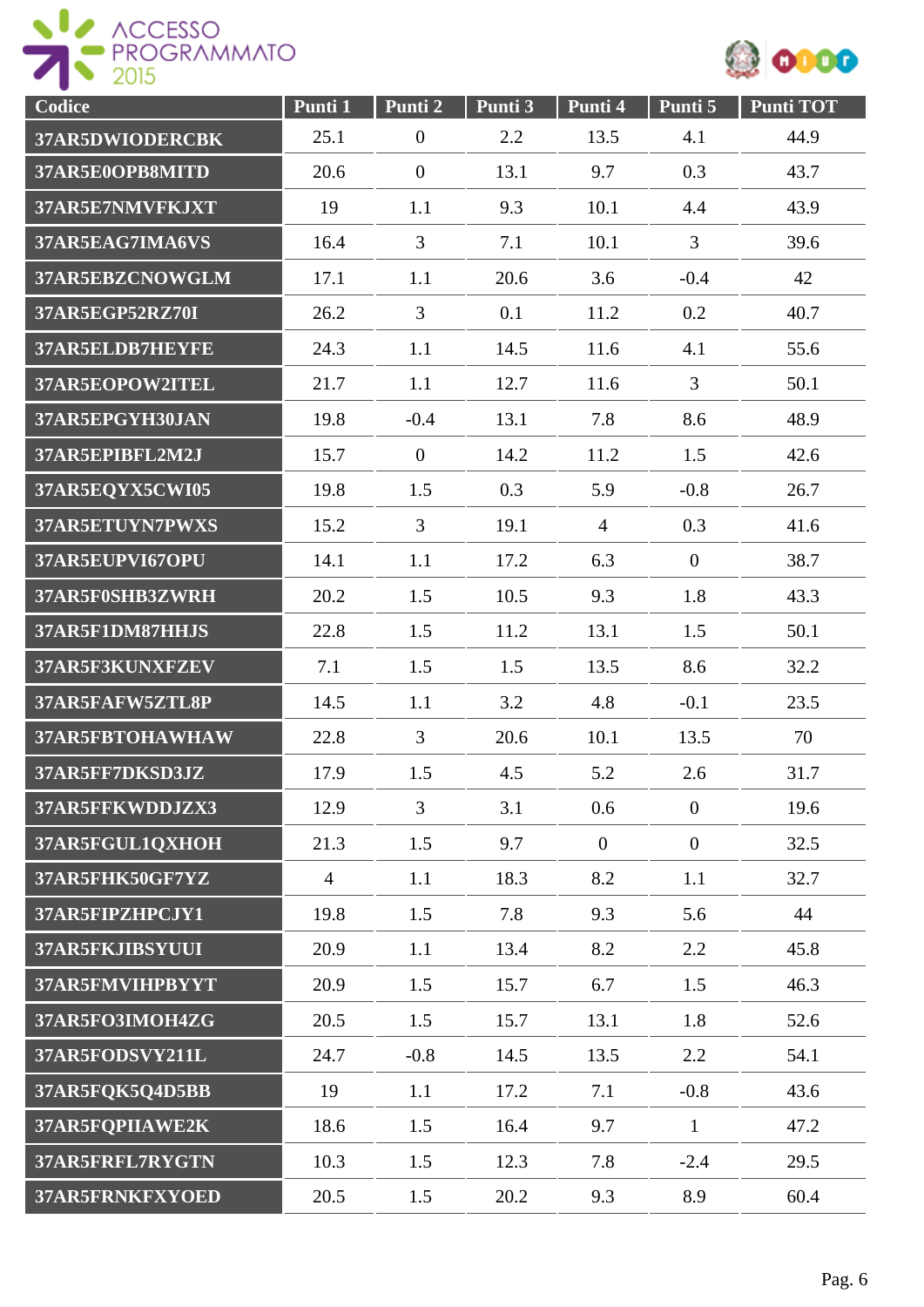| Codice | Punti 1 | Punti 2 | Punti 3 | Punti 4 | Punti 5 | Punti TOT |
|---|---|---|---|---|---|---|
| 37AR5DWIODERCBK | 25.1 | 0 | 2.2 | 13.5 | 4.1 | 44.9 |
| 37AR5E0OPB8MITD | 20.6 | 0 | 13.1 | 9.7 | 0.3 | 43.7 |
| 37AR5E7NMVFKJXT | 19 | 1.1 | 9.3 | 10.1 | 4.4 | 43.9 |
| 37AR5EAG7IMA6VS | 16.4 | 3 | 7.1 | 10.1 | 3 | 39.6 |
| 37AR5EBZCNOWGLM | 17.1 | 1.1 | 20.6 | 3.6 | -0.4 | 42 |
| 37AR5EGP52RZ70I | 26.2 | 3 | 0.1 | 11.2 | 0.2 | 40.7 |
| 37AR5ELDB7HEYFE | 24.3 | 1.1 | 14.5 | 11.6 | 4.1 | 55.6 |
| 37AR5EOPOW2ITEL | 21.7 | 1.1 | 12.7 | 11.6 | 3 | 50.1 |
| 37AR5EPGYH30JAN | 19.8 | -0.4 | 13.1 | 7.8 | 8.6 | 48.9 |
| 37AR5EPIBFL2M2J | 15.7 | 0 | 14.2 | 11.2 | 1.5 | 42.6 |
| 37AR5EQYX5CWI05 | 19.8 | 1.5 | 0.3 | 5.9 | -0.8 | 26.7 |
| 37AR5ETUYN7PWXS | 15.2 | 3 | 19.1 | 4 | 0.3 | 41.6 |
| 37AR5EUPVI67OPU | 14.1 | 1.1 | 17.2 | 6.3 | 0 | 38.7 |
| 37AR5F0SHB3ZWRH | 20.2 | 1.5 | 10.5 | 9.3 | 1.8 | 43.3 |
| 37AR5F1DM87HHJS | 22.8 | 1.5 | 11.2 | 13.1 | 1.5 | 50.1 |
| 37AR5F3KUNXFZEV | 7.1 | 1.5 | 1.5 | 13.5 | 8.6 | 32.2 |
| 37AR5FAFW5ZTL8P | 14.5 | 1.1 | 3.2 | 4.8 | -0.1 | 23.5 |
| 37AR5FBTOHAWHAW | 22.8 | 3 | 20.6 | 10.1 | 13.5 | 70 |
| 37AR5FF7DKSD3JZ | 17.9 | 1.5 | 4.5 | 5.2 | 2.6 | 31.7 |
| 37AR5FFKWDDJZX3 | 12.9 | 3 | 3.1 | 0.6 | 0 | 19.6 |
| 37AR5FGUL1QXHOH | 21.3 | 1.5 | 9.7 | 0 | 0 | 32.5 |
| 37AR5FHK50GF7YZ | 4 | 1.1 | 18.3 | 8.2 | 1.1 | 32.7 |
| 37AR5FIPZHPCJY1 | 19.8 | 1.5 | 7.8 | 9.3 | 5.6 | 44 |
| 37AR5FKJIBSYUUI | 20.9 | 1.1 | 13.4 | 8.2 | 2.2 | 45.8 |
| 37AR5FMVIHPBYYT | 20.9 | 1.5 | 15.7 | 6.7 | 1.5 | 46.3 |
| 37AR5FO3IMOH4ZG | 20.5 | 1.5 | 15.7 | 13.1 | 1.8 | 52.6 |
| 37AR5FODSVY211L | 24.7 | -0.8 | 14.5 | 13.5 | 2.2 | 54.1 |
| 37AR5FQK5Q4D5BB | 19 | 1.1 | 17.2 | 7.1 | -0.8 | 43.6 |
| 37AR5FQPIIAWE2K | 18.6 | 1.5 | 16.4 | 9.7 | 1 | 47.2 |
| 37AR5FRFL7RYGTN | 10.3 | 1.5 | 12.3 | 7.8 | -2.4 | 29.5 |
| 37AR5FRNKFXYOED | 20.5 | 1.5 | 20.2 | 9.3 | 8.9 | 60.4 |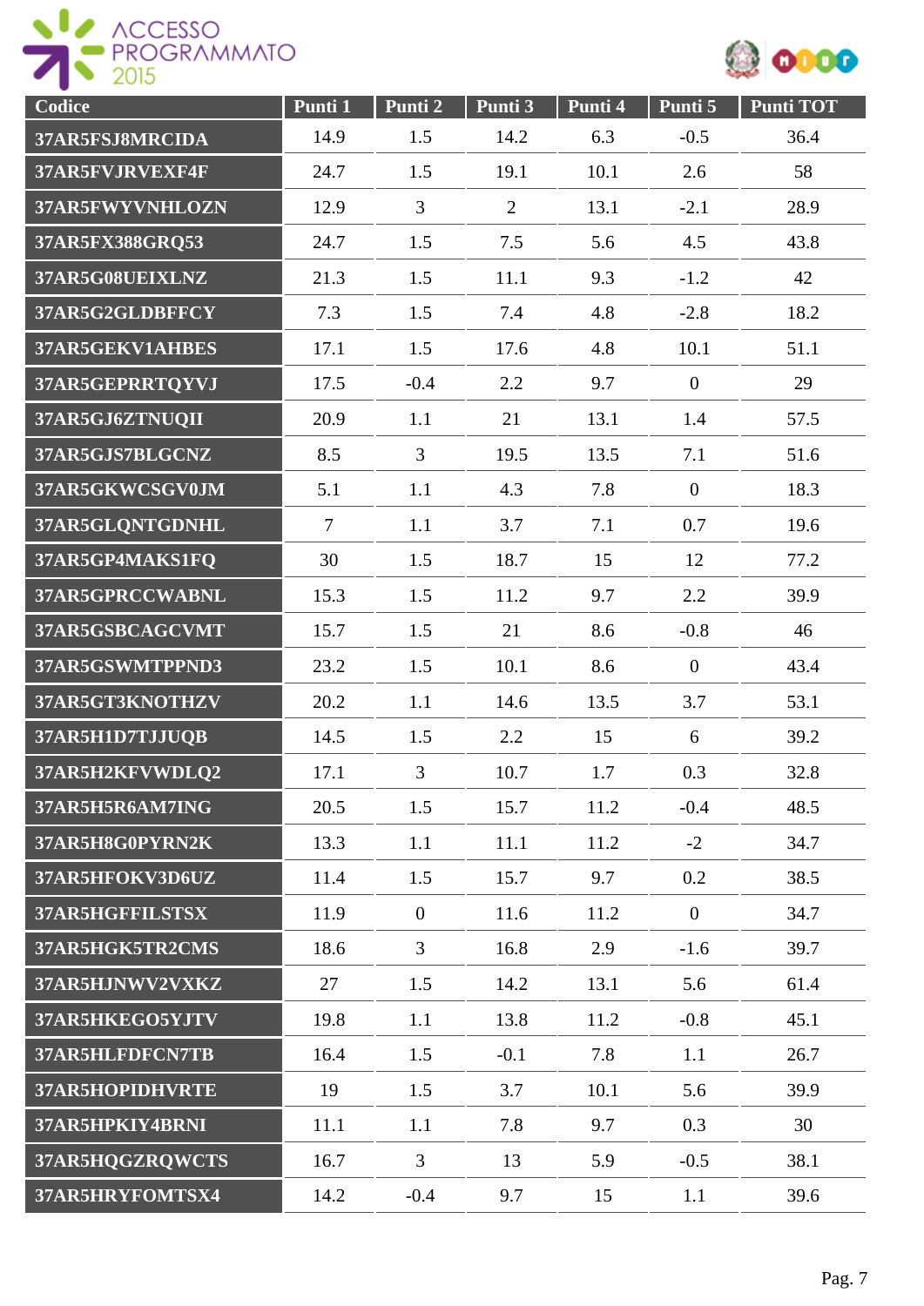| Codice | Punti 1 | Punti 2 | Punti 3 | Punti 4 | Punti 5 | Punti TOT |
|---|---|---|---|---|---|---|
| 37AR5FSJ8MRCIDA | 14.9 | 1.5 | 14.2 | 6.3 | -0.5 | 36.4 |
| 37AR5FVJRVEXF4F | 24.7 | 1.5 | 19.1 | 10.1 | 2.6 | 58 |
| 37AR5FWYVNHLOZN | 12.9 | 3 | 2 | 13.1 | -2.1 | 28.9 |
| 37AR5FX388GRQ53 | 24.7 | 1.5 | 7.5 | 5.6 | 4.5 | 43.8 |
| 37AR5G08UEIXLNZ | 21.3 | 1.5 | 11.1 | 9.3 | -1.2 | 42 |
| 37AR5G2GLDBFFCY | 7.3 | 1.5 | 7.4 | 4.8 | -2.8 | 18.2 |
| 37AR5GEKV1AHBES | 17.1 | 1.5 | 17.6 | 4.8 | 10.1 | 51.1 |
| 37AR5GEPRRTQYVJ | 17.5 | -0.4 | 2.2 | 9.7 | 0 | 29 |
| 37AR5GJ6ZTNUQII | 20.9 | 1.1 | 21 | 13.1 | 1.4 | 57.5 |
| 37AR5GJS7BLGCNZ | 8.5 | 3 | 19.5 | 13.5 | 7.1 | 51.6 |
| 37AR5GKWCSGV0JM | 5.1 | 1.1 | 4.3 | 7.8 | 0 | 18.3 |
| 37AR5GLQNTGDNHL | 7 | 1.1 | 3.7 | 7.1 | 0.7 | 19.6 |
| 37AR5GP4MAKS1FQ | 30 | 1.5 | 18.7 | 15 | 12 | 77.2 |
| 37AR5GPRCCWABNL | 15.3 | 1.5 | 11.2 | 9.7 | 2.2 | 39.9 |
| 37AR5GSBCAGCVMT | 15.7 | 1.5 | 21 | 8.6 | -0.8 | 46 |
| 37AR5GSWMTPPND3 | 23.2 | 1.5 | 10.1 | 8.6 | 0 | 43.4 |
| 37AR5GT3KNOTHZV | 20.2 | 1.1 | 14.6 | 13.5 | 3.7 | 53.1 |
| 37AR5H1D7TJJUQB | 14.5 | 1.5 | 2.2 | 15 | 6 | 39.2 |
| 37AR5H2KFVWDLQ2 | 17.1 | 3 | 10.7 | 1.7 | 0.3 | 32.8 |
| 37AR5H5R6AM7ING | 20.5 | 1.5 | 15.7 | 11.2 | -0.4 | 48.5 |
| 37AR5H8G0PYRN2K | 13.3 | 1.1 | 11.1 | 11.2 | -2 | 34.7 |
| 37AR5HFOKV3D6UZ | 11.4 | 1.5 | 15.7 | 9.7 | 0.2 | 38.5 |
| 37AR5HGFFILSTSX | 11.9 | 0 | 11.6 | 11.2 | 0 | 34.7 |
| 37AR5HGK5TR2CMS | 18.6 | 3 | 16.8 | 2.9 | -1.6 | 39.7 |
| 37AR5HJNWV2VXKZ | 27 | 1.5 | 14.2 | 13.1 | 5.6 | 61.4 |
| 37AR5HKEGO5YJTV | 19.8 | 1.1 | 13.8 | 11.2 | -0.8 | 45.1 |
| 37AR5HLFDFCN7TB | 16.4 | 1.5 | -0.1 | 7.8 | 1.1 | 26.7 |
| 37AR5HOPIDHVRTE | 19 | 1.5 | 3.7 | 10.1 | 5.6 | 39.9 |
| 37AR5HPKIY4BRNI | 11.1 | 1.1 | 7.8 | 9.7 | 0.3 | 30 |
| 37AR5HQGZRQWCTS | 16.7 | 3 | 13 | 5.9 | -0.5 | 38.1 |
| 37AR5HRYFOMTSX4 | 14.2 | -0.4 | 9.7 | 15 | 1.1 | 39.6 |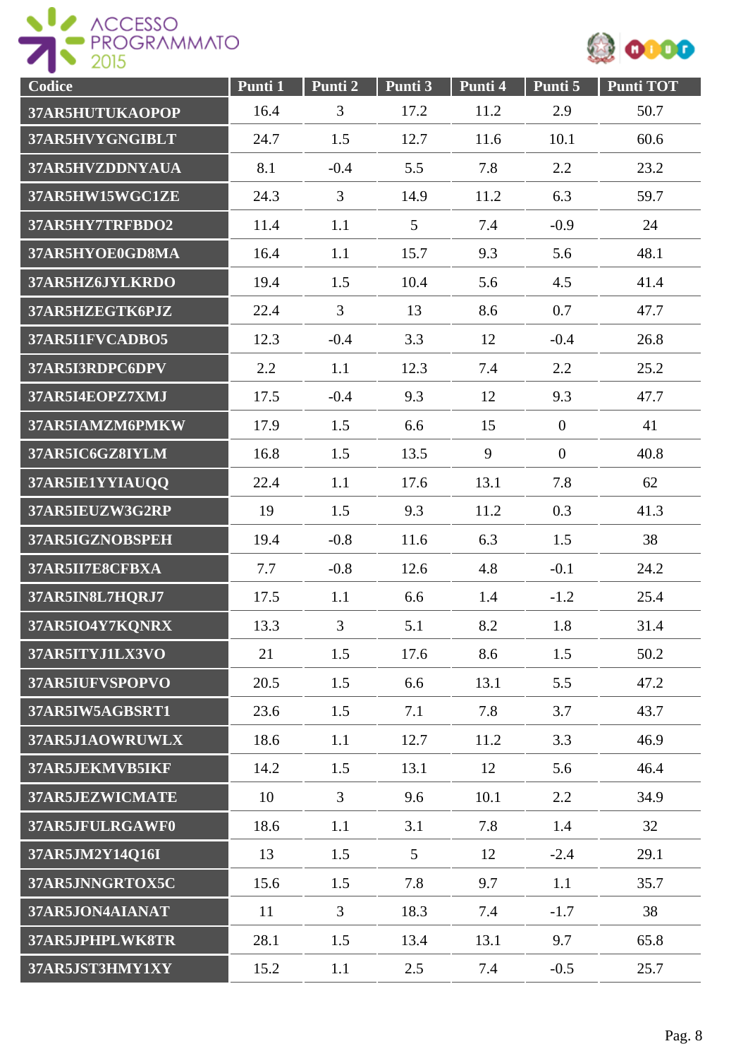| Codice | Punti 1 | Punti 2 | Punti 3 | Punti 4 | Punti 5 | Punti TOT |
|---|---|---|---|---|---|---|
| 37AR5HUTUKAOPOP | 16.4 | 3 | 17.2 | 11.2 | 2.9 | 50.7 |
| 37AR5HVYGNGIBLT | 24.7 | 1.5 | 12.7 | 11.6 | 10.1 | 60.6 |
| 37AR5HVZDDNYAUA | 8.1 | -0.4 | 5.5 | 7.8 | 2.2 | 23.2 |
| 37AR5HW15WGC1ZE | 24.3 | 3 | 14.9 | 11.2 | 6.3 | 59.7 |
| 37AR5HY7TRFBDO2 | 11.4 | 1.1 | 5 | 7.4 | -0.9 | 24 |
| 37AR5HYOE0GD8MA | 16.4 | 1.1 | 15.7 | 9.3 | 5.6 | 48.1 |
| 37AR5HZ6JYLKRDO | 19.4 | 1.5 | 10.4 | 5.6 | 4.5 | 41.4 |
| 37AR5HZEGTK6PJZ | 22.4 | 3 | 13 | 8.6 | 0.7 | 47.7 |
| 37AR5I1FVCADBO5 | 12.3 | -0.4 | 3.3 | 12 | -0.4 | 26.8 |
| 37AR5I3RDPC6DPV | 2.2 | 1.1 | 12.3 | 7.4 | 2.2 | 25.2 |
| 37AR5I4EOPZ7XMJ | 17.5 | -0.4 | 9.3 | 12 | 9.3 | 47.7 |
| 37AR5IAMZM6PMKW | 17.9 | 1.5 | 6.6 | 15 | 0 | 41 |
| 37AR5IC6GZ8IYLM | 16.8 | 1.5 | 13.5 | 9 | 0 | 40.8 |
| 37AR5IE1YYIAUQQ | 22.4 | 1.1 | 17.6 | 13.1 | 7.8 | 62 |
| 37AR5IEUZW3G2RP | 19 | 1.5 | 9.3 | 11.2 | 0.3 | 41.3 |
| 37AR5IGZNOBSPEH | 19.4 | -0.8 | 11.6 | 6.3 | 1.5 | 38 |
| 37AR5II7E8CFBXA | 7.7 | -0.8 | 12.6 | 4.8 | -0.1 | 24.2 |
| 37AR5IN8L7HQRJ7 | 17.5 | 1.1 | 6.6 | 1.4 | -1.2 | 25.4 |
| 37AR5IO4Y7KQNRX | 13.3 | 3 | 5.1 | 8.2 | 1.8 | 31.4 |
| 37AR5ITYJ1LX3VO | 21 | 1.5 | 17.6 | 8.6 | 1.5 | 50.2 |
| 37AR5IUFVSPOPVO | 20.5 | 1.5 | 6.6 | 13.1 | 5.5 | 47.2 |
| 37AR5IW5AGBSRT1 | 23.6 | 1.5 | 7.1 | 7.8 | 3.7 | 43.7 |
| 37AR5J1AOWRUWLX | 18.6 | 1.1 | 12.7 | 11.2 | 3.3 | 46.9 |
| 37AR5JEKMVB5IKF | 14.2 | 1.5 | 13.1 | 12 | 5.6 | 46.4 |
| 37AR5JEZWICMATE | 10 | 3 | 9.6 | 10.1 | 2.2 | 34.9 |
| 37AR5JFULRGAWF0 | 18.6 | 1.1 | 3.1 | 7.8 | 1.4 | 32 |
| 37AR5JM2Y14Q16I | 13 | 1.5 | 5 | 12 | -2.4 | 29.1 |
| 37AR5JNNGRTOX5C | 15.6 | 1.5 | 7.8 | 9.7 | 1.1 | 35.7 |
| 37AR5JON4AIANAT | 11 | 3 | 18.3 | 7.4 | -1.7 | 38 |
| 37AR5JPHPLWK8TR | 28.1 | 1.5 | 13.4 | 13.1 | 9.7 | 65.8 |
| 37AR5JST3HMY1XY | 15.2 | 1.1 | 2.5 | 7.4 | -0.5 | 25.7 |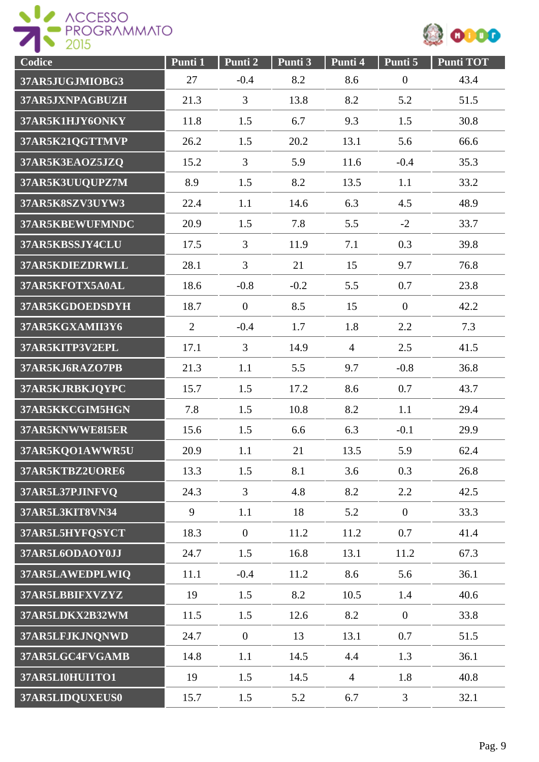| Codice | Punti 1 | Punti 2 | Punti 3 | Punti 4 | Punti 5 | Punti TOT |
|---|---|---|---|---|---|---|
| 37AR5JUGJMIOBG3 | 27 | -0.4 | 8.2 | 8.6 | 0 | 43.4 |
| 37AR5JXNPAGBUZH | 21.3 | 3 | 13.8 | 8.2 | 5.2 | 51.5 |
| 37AR5K1HJY6ONKY | 11.8 | 1.5 | 6.7 | 9.3 | 1.5 | 30.8 |
| 37AR5K21QGTTMVP | 26.2 | 1.5 | 20.2 | 13.1 | 5.6 | 66.6 |
| 37AR5K3EAOZ5JZQ | 15.2 | 3 | 5.9 | 11.6 | -0.4 | 35.3 |
| 37AR5K3UUQUPZ7M | 8.9 | 1.5 | 8.2 | 13.5 | 1.1 | 33.2 |
| 37AR5K8SZV3UYW3 | 22.4 | 1.1 | 14.6 | 6.3 | 4.5 | 48.9 |
| 37AR5KBEWUFMNDC | 20.9 | 1.5 | 7.8 | 5.5 | -2 | 33.7 |
| 37AR5KBSSJY4CLU | 17.5 | 3 | 11.9 | 7.1 | 0.3 | 39.8 |
| 37AR5KDIEZDRWLL | 28.1 | 3 | 21 | 15 | 9.7 | 76.8 |
| 37AR5KFOTX5A0AL | 18.6 | -0.8 | -0.2 | 5.5 | 0.7 | 23.8 |
| 37AR5KGDOEDSDYH | 18.7 | 0 | 8.5 | 15 | 0 | 42.2 |
| 37AR5KGXAMII3Y6 | 2 | -0.4 | 1.7 | 1.8 | 2.2 | 7.3 |
| 37AR5KITP3V2EPL | 17.1 | 3 | 14.9 | 4 | 2.5 | 41.5 |
| 37AR5KJ6RAZO7PB | 21.3 | 1.1 | 5.5 | 9.7 | -0.8 | 36.8 |
| 37AR5KJRBKJQYPC | 15.7 | 1.5 | 17.2 | 8.6 | 0.7 | 43.7 |
| 37AR5KKCGIM5HGN | 7.8 | 1.5 | 10.8 | 8.2 | 1.1 | 29.4 |
| 37AR5KNWWE8I5ER | 15.6 | 1.5 | 6.6 | 6.3 | -0.1 | 29.9 |
| 37AR5KQO1AWWR5U | 20.9 | 1.1 | 21 | 13.5 | 5.9 | 62.4 |
| 37AR5KTBZ2UORE6 | 13.3 | 1.5 | 8.1 | 3.6 | 0.3 | 26.8 |
| 37AR5L37PJINFVQ | 24.3 | 3 | 4.8 | 8.2 | 2.2 | 42.5 |
| 37AR5L3KIT8VN34 | 9 | 1.1 | 18 | 5.2 | 0 | 33.3 |
| 37AR5L5HYFQSYCT | 18.3 | 0 | 11.2 | 11.2 | 0.7 | 41.4 |
| 37AR5L6ODAOY0JJ | 24.7 | 1.5 | 16.8 | 13.1 | 11.2 | 67.3 |
| 37AR5LAWEDPLWIQ | 11.1 | -0.4 | 11.2 | 8.6 | 5.6 | 36.1 |
| 37AR5LBBIFXVZYZ | 19 | 1.5 | 8.2 | 10.5 | 1.4 | 40.6 |
| 37AR5LDKX2B32WM | 11.5 | 1.5 | 12.6 | 8.2 | 0 | 33.8 |
| 37AR5LFJKJNQNWD | 24.7 | 0 | 13 | 13.1 | 0.7 | 51.5 |
| 37AR5LGC4FVGAMB | 14.8 | 1.1 | 14.5 | 4.4 | 1.3 | 36.1 |
| 37AR5LI0HUI1TO1 | 19 | 1.5 | 14.5 | 4 | 1.8 | 40.8 |
| 37AR5LIDQUXEUS0 | 15.7 | 1.5 | 5.2 | 6.7 | 3 | 32.1 |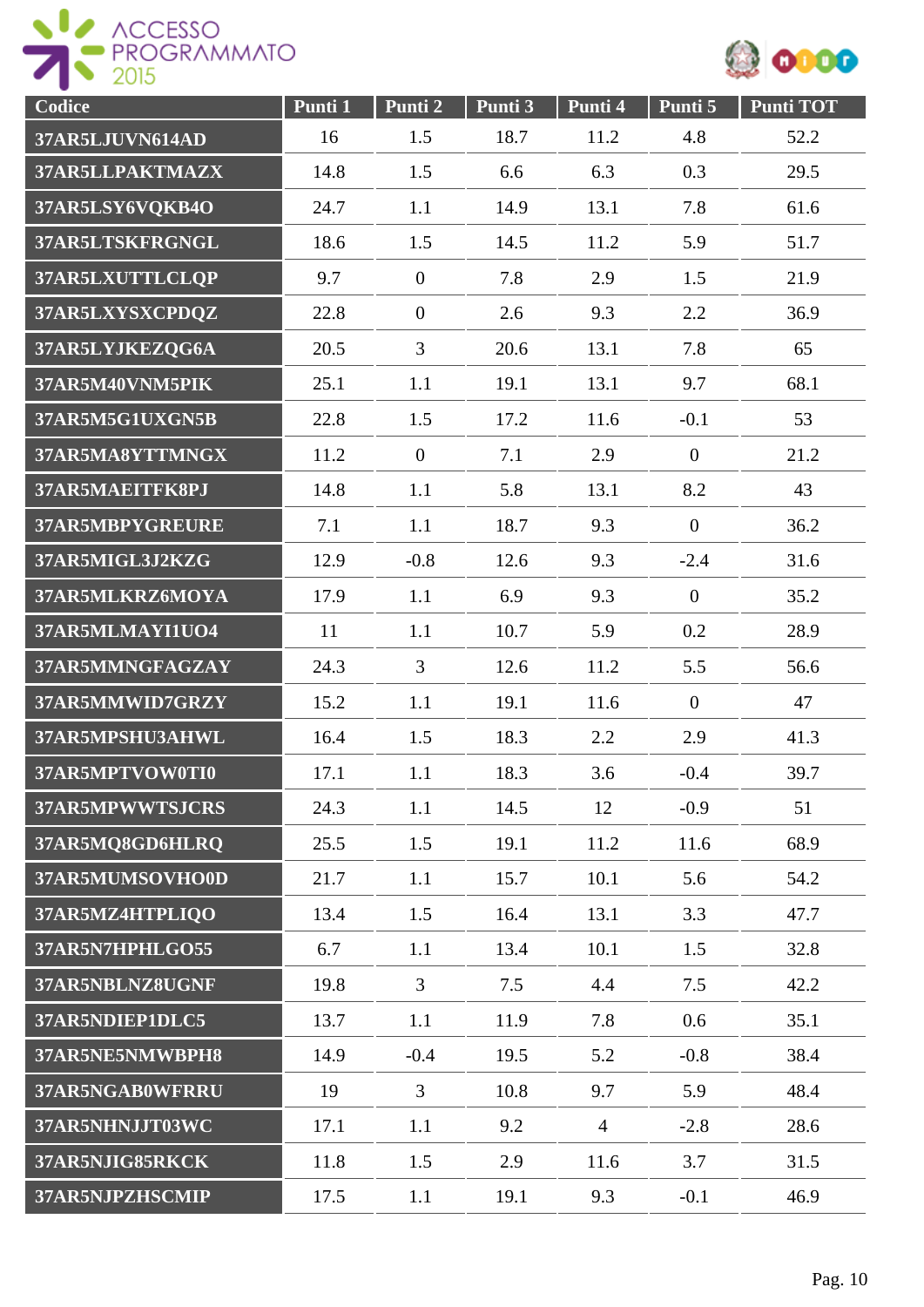| Codice | Punti 1 | Punti 2 | Punti 3 | Punti 4 | Punti 5 | Punti TOT |
|---|---|---|---|---|---|---|
| 37AR5LJUVN614AD | 16 | 1.5 | 18.7 | 11.2 | 4.8 | 52.2 |
| 37AR5LLPAKTMAZX | 14.8 | 1.5 | 6.6 | 6.3 | 0.3 | 29.5 |
| 37AR5LSY6VQKB4O | 24.7 | 1.1 | 14.9 | 13.1 | 7.8 | 61.6 |
| 37AR5LTSKFRGNGL | 18.6 | 1.5 | 14.5 | 11.2 | 5.9 | 51.7 |
| 37AR5LXUTTLCLQP | 9.7 | 0 | 7.8 | 2.9 | 1.5 | 21.9 |
| 37AR5LXYSXCPDQZ | 22.8 | 0 | 2.6 | 9.3 | 2.2 | 36.9 |
| 37AR5LYJKEZQG6A | 20.5 | 3 | 20.6 | 13.1 | 7.8 | 65 |
| 37AR5M40VNM5PIK | 25.1 | 1.1 | 19.1 | 13.1 | 9.7 | 68.1 |
| 37AR5M5G1UXGN5B | 22.8 | 1.5 | 17.2 | 11.6 | -0.1 | 53 |
| 37AR5MA8YTTMNGX | 11.2 | 0 | 7.1 | 2.9 | 0 | 21.2 |
| 37AR5MAEITFK8PJ | 14.8 | 1.1 | 5.8 | 13.1 | 8.2 | 43 |
| 37AR5MBPYGREURE | 7.1 | 1.1 | 18.7 | 9.3 | 0 | 36.2 |
| 37AR5MIGL3J2KZG | 12.9 | -0.8 | 12.6 | 9.3 | -2.4 | 31.6 |
| 37AR5MLKRZ6MOYA | 17.9 | 1.1 | 6.9 | 9.3 | 0 | 35.2 |
| 37AR5MLMAYI1UO4 | 11 | 1.1 | 10.7 | 5.9 | 0.2 | 28.9 |
| 37AR5MMNGFAGZAY | 24.3 | 3 | 12.6 | 11.2 | 5.5 | 56.6 |
| 37AR5MMWID7GRZY | 15.2 | 1.1 | 19.1 | 11.6 | 0 | 47 |
| 37AR5MPSHU3AHWL | 16.4 | 1.5 | 18.3 | 2.2 | 2.9 | 41.3 |
| 37AR5MPTVOW0TI0 | 17.1 | 1.1 | 18.3 | 3.6 | -0.4 | 39.7 |
| 37AR5MPWWTSJCRS | 24.3 | 1.1 | 14.5 | 12 | -0.9 | 51 |
| 37AR5MQ8GD6HLRQ | 25.5 | 1.5 | 19.1 | 11.2 | 11.6 | 68.9 |
| 37AR5MUMSOVHO0D | 21.7 | 1.1 | 15.7 | 10.1 | 5.6 | 54.2 |
| 37AR5MZ4HTPLIQO | 13.4 | 1.5 | 16.4 | 13.1 | 3.3 | 47.7 |
| 37AR5N7HPHLGO55 | 6.7 | 1.1 | 13.4 | 10.1 | 1.5 | 32.8 |
| 37AR5NBLNZ8UGNF | 19.8 | 3 | 7.5 | 4.4 | 7.5 | 42.2 |
| 37AR5NDIEP1DLC5 | 13.7 | 1.1 | 11.9 | 7.8 | 0.6 | 35.1 |
| 37AR5NE5NMWBPH8 | 14.9 | -0.4 | 19.5 | 5.2 | -0.8 | 38.4 |
| 37AR5NGAB0WFRRU | 19 | 3 | 10.8 | 9.7 | 5.9 | 48.4 |
| 37AR5NHNJJT03WC | 17.1 | 1.1 | 9.2 | 4 | -2.8 | 28.6 |
| 37AR5NJIG85RKCK | 11.8 | 1.5 | 2.9 | 11.6 | 3.7 | 31.5 |
| 37AR5NJPZHSCMIP | 17.5 | 1.1 | 19.1 | 9.3 | -0.1 | 46.9 |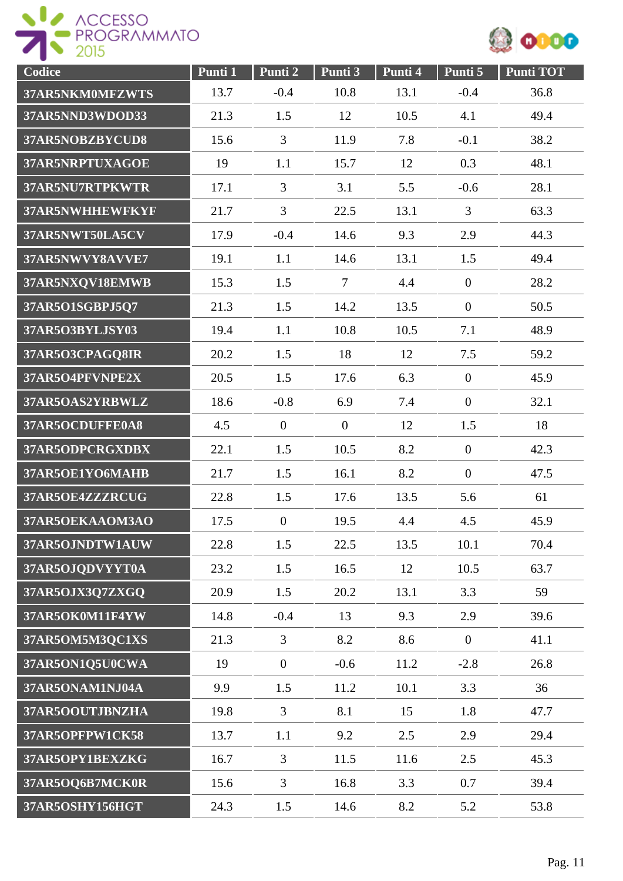| Codice | Punti 1 | Punti 2 | Punti 3 | Punti 4 | Punti 5 | Punti TOT |
| --- | --- | --- | --- | --- | --- | --- |
| 37AR5NKM0MFZWTS | 13.7 | -0.4 | 10.8 | 13.1 | -0.4 | 36.8 |
| 37AR5NND3WDOD33 | 21.3 | 1.5 | 12 | 10.5 | 4.1 | 49.4 |
| 37AR5NOBZBYCUD8 | 15.6 | 3 | 11.9 | 7.8 | -0.1 | 38.2 |
| 37AR5NRPTUXAGOE | 19 | 1.1 | 15.7 | 12 | 0.3 | 48.1 |
| 37AR5NU7RTPKWTR | 17.1 | 3 | 3.1 | 5.5 | -0.6 | 28.1 |
| 37AR5NWHHEWFKYF | 21.7 | 3 | 22.5 | 13.1 | 3 | 63.3 |
| 37AR5NWT50LA5CV | 17.9 | -0.4 | 14.6 | 9.3 | 2.9 | 44.3 |
| 37AR5NWVY8AVVE7 | 19.1 | 1.1 | 14.6 | 13.1 | 1.5 | 49.4 |
| 37AR5NXQV18EMWB | 15.3 | 1.5 | 7 | 4.4 | 0 | 28.2 |
| 37AR5O1SGBPJ5Q7 | 21.3 | 1.5 | 14.2 | 13.5 | 0 | 50.5 |
| 37AR5O3BYLJSY03 | 19.4 | 1.1 | 10.8 | 10.5 | 7.1 | 48.9 |
| 37AR5O3CPAGQ8IR | 20.2 | 1.5 | 18 | 12 | 7.5 | 59.2 |
| 37AR5O4PFVNPE2X | 20.5 | 1.5 | 17.6 | 6.3 | 0 | 45.9 |
| 37AR5OAS2YRBWLZ | 18.6 | -0.8 | 6.9 | 7.4 | 0 | 32.1 |
| 37AR5OCDUFFE0A8 | 4.5 | 0 | 0 | 12 | 1.5 | 18 |
| 37AR5ODPCRGXDBX | 22.1 | 1.5 | 10.5 | 8.2 | 0 | 42.3 |
| 37AR5OE1YO6MAHB | 21.7 | 1.5 | 16.1 | 8.2 | 0 | 47.5 |
| 37AR5OE4ZZZRCUG | 22.8 | 1.5 | 17.6 | 13.5 | 5.6 | 61 |
| 37AR5OEKAAOM3AO | 17.5 | 0 | 19.5 | 4.4 | 4.5 | 45.9 |
| 37AR5OJNDTW1AUW | 22.8 | 1.5 | 22.5 | 13.5 | 10.1 | 70.4 |
| 37AR5OJQDVYYT0A | 23.2 | 1.5 | 16.5 | 12 | 10.5 | 63.7 |
| 37AR5OJX3Q7ZXGQ | 20.9 | 1.5 | 20.2 | 13.1 | 3.3 | 59 |
| 37AR5OK0M11F4YW | 14.8 | -0.4 | 13 | 9.3 | 2.9 | 39.6 |
| 37AR5OM5M3QC1XS | 21.3 | 3 | 8.2 | 8.6 | 0 | 41.1 |
| 37AR5ON1Q5U0CWA | 19 | 0 | -0.6 | 11.2 | -2.8 | 26.8 |
| 37AR5ONAM1NJ04A | 9.9 | 1.5 | 11.2 | 10.1 | 3.3 | 36 |
| 37AR5OOUTJBNZHA | 19.8 | 3 | 8.1 | 15 | 1.8 | 47.7 |
| 37AR5OPFPW1CK58 | 13.7 | 1.1 | 9.2 | 2.5 | 2.9 | 29.4 |
| 37AR5OPY1BEXZKG | 16.7 | 3 | 11.5 | 11.6 | 2.5 | 45.3 |
| 37AR5OQ6B7MCK0R | 15.6 | 3 | 16.8 | 3.3 | 0.7 | 39.4 |
| 37AR5OSHY156HGT | 24.3 | 1.5 | 14.6 | 8.2 | 5.2 | 53.8 |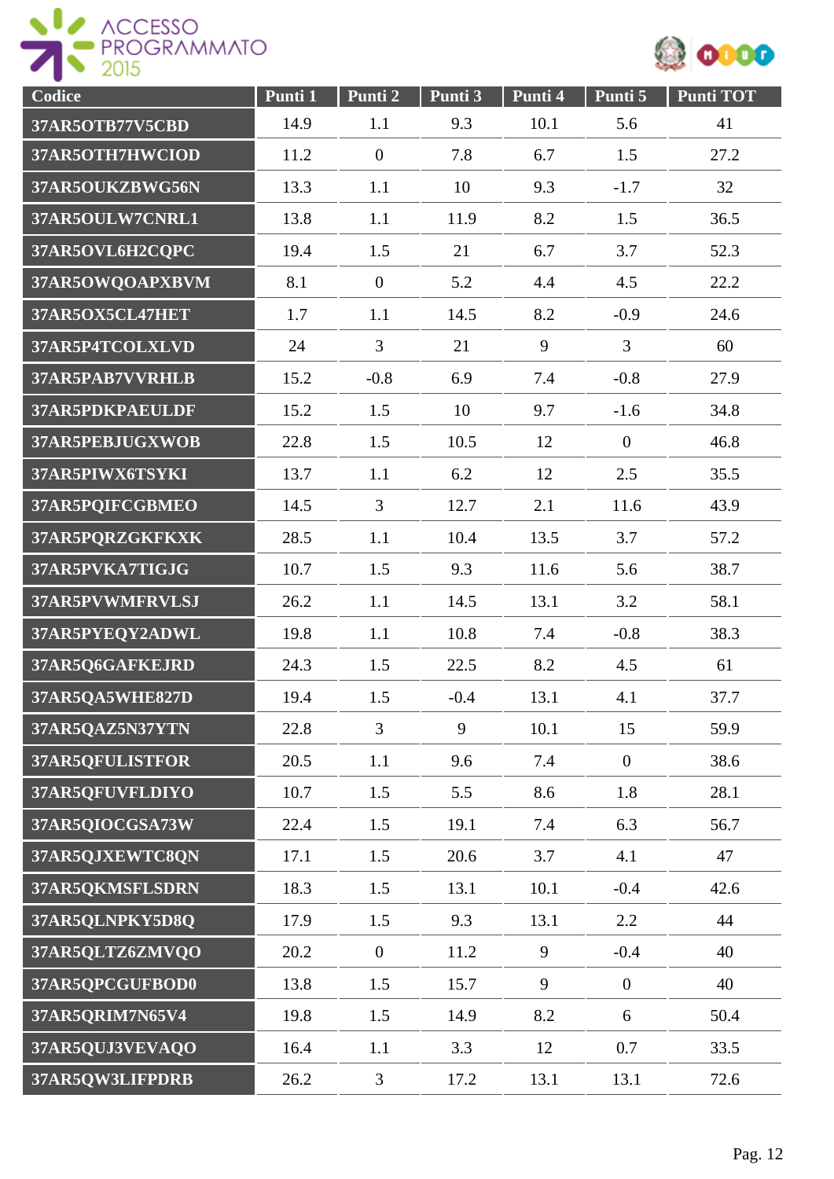| Codice | Punti 1 | Punti 2 | Punti 3 | Punti 4 | Punti 5 | Punti TOT |
|---|---|---|---|---|---|---|
| 37AR5OTB77V5CBD | 14.9 | 1.1 | 9.3 | 10.1 | 5.6 | 41 |
| 37AR5OTH7HWCIOD | 11.2 | 0 | 7.8 | 6.7 | 1.5 | 27.2 |
| 37AR5OUKZBWG56N | 13.3 | 1.1 | 10 | 9.3 | -1.7 | 32 |
| 37AR5OULW7CNRL1 | 13.8 | 1.1 | 11.9 | 8.2 | 1.5 | 36.5 |
| 37AR5OVL6H2CQPC | 19.4 | 1.5 | 21 | 6.7 | 3.7 | 52.3 |
| 37AR5OWQOAPXBVM | 8.1 | 0 | 5.2 | 4.4 | 4.5 | 22.2 |
| 37AR5OX5CL47HET | 1.7 | 1.1 | 14.5 | 8.2 | -0.9 | 24.6 |
| 37AR5P4TCOLXLVD | 24 | 3 | 21 | 9 | 3 | 60 |
| 37AR5PAB7VVRHLB | 15.2 | -0.8 | 6.9 | 7.4 | -0.8 | 27.9 |
| 37AR5PDKPAEULDF | 15.2 | 1.5 | 10 | 9.7 | -1.6 | 34.8 |
| 37AR5PEBJUGXWOB | 22.8 | 1.5 | 10.5 | 12 | 0 | 46.8 |
| 37AR5PIWX6TSYKI | 13.7 | 1.1 | 6.2 | 12 | 2.5 | 35.5 |
| 37AR5PQIFCGBMEO | 14.5 | 3 | 12.7 | 2.1 | 11.6 | 43.9 |
| 37AR5PQRZGKFKXK | 28.5 | 1.1 | 10.4 | 13.5 | 3.7 | 57.2 |
| 37AR5PVKA7TIGJG | 10.7 | 1.5 | 9.3 | 11.6 | 5.6 | 38.7 |
| 37AR5PVWMFRVLSJ | 26.2 | 1.1 | 14.5 | 13.1 | 3.2 | 58.1 |
| 37AR5PYEQY2ADWL | 19.8 | 1.1 | 10.8 | 7.4 | -0.8 | 38.3 |
| 37AR5Q6GAFKEJRD | 24.3 | 1.5 | 22.5 | 8.2 | 4.5 | 61 |
| 37AR5QA5WHE827D | 19.4 | 1.5 | -0.4 | 13.1 | 4.1 | 37.7 |
| 37AR5QAZ5N37YTN | 22.8 | 3 | 9 | 10.1 | 15 | 59.9 |
| 37AR5QFULISTFOR | 20.5 | 1.1 | 9.6 | 7.4 | 0 | 38.6 |
| 37AR5QFUVFLDIYO | 10.7 | 1.5 | 5.5 | 8.6 | 1.8 | 28.1 |
| 37AR5QIOCGSA73W | 22.4 | 1.5 | 19.1 | 7.4 | 6.3 | 56.7 |
| 37AR5QJXEWTC8QN | 17.1 | 1.5 | 20.6 | 3.7 | 4.1 | 47 |
| 37AR5QKMSFLSDRN | 18.3 | 1.5 | 13.1 | 10.1 | -0.4 | 42.6 |
| 37AR5QLNPKY5D8Q | 17.9 | 1.5 | 9.3 | 13.1 | 2.2 | 44 |
| 37AR5QLTZ6ZMVQO | 20.2 | 0 | 11.2 | 9 | -0.4 | 40 |
| 37AR5QPCGUFBOD0 | 13.8 | 1.5 | 15.7 | 9 | 0 | 40 |
| 37AR5QRIM7N65V4 | 19.8 | 1.5 | 14.9 | 8.2 | 6 | 50.4 |
| 37AR5QUJ3VEVAQO | 16.4 | 1.1 | 3.3 | 12 | 0.7 | 33.5 |
| 37AR5QW3LIFPDRB | 26.2 | 3 | 17.2 | 13.1 | 13.1 | 72.6 |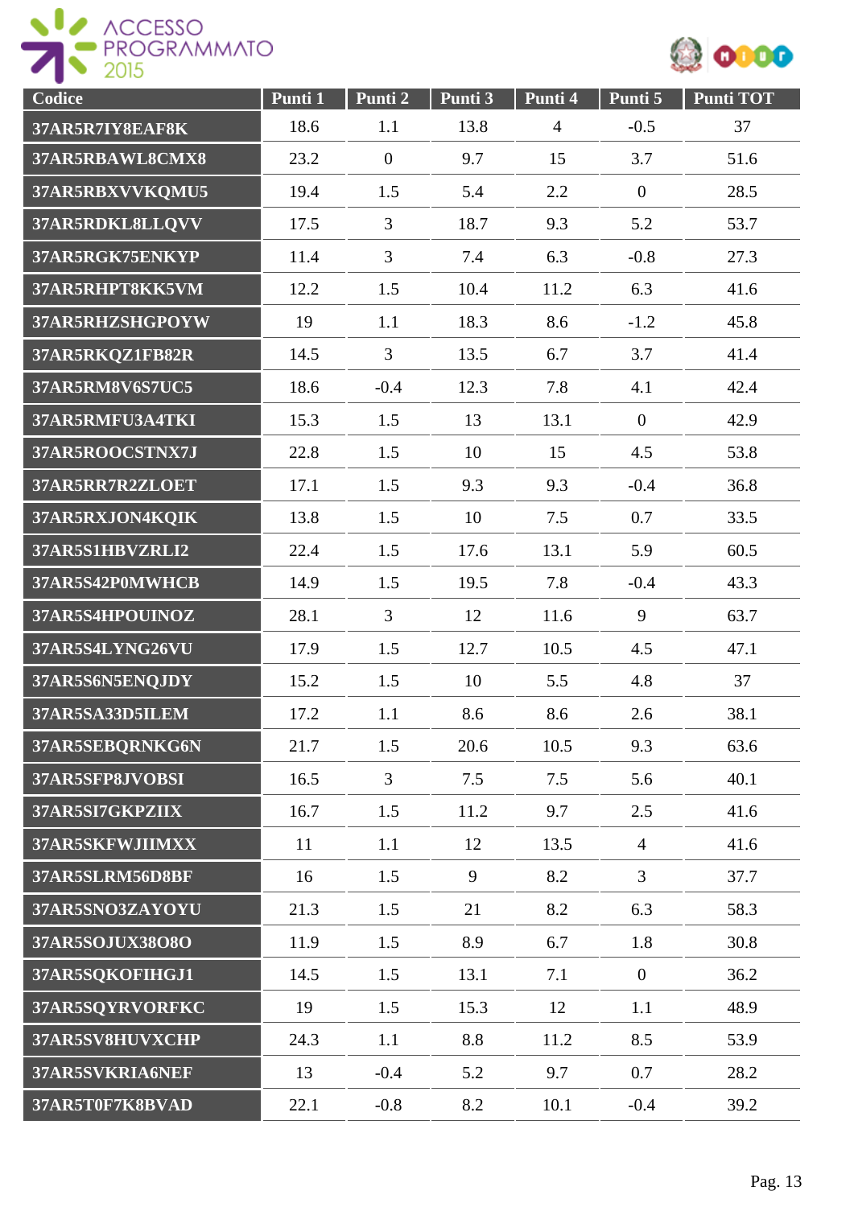| Codice | Punti 1 | Punti 2 | Punti 3 | Punti 4 | Punti 5 | Punti TOT |
|---|---|---|---|---|---|---|
| 37AR5R7IY8EAF8K | 18.6 | 1.1 | 13.8 | 4 | -0.5 | 37 |
| 37AR5RBAWL8CMX8 | 23.2 | 0 | 9.7 | 15 | 3.7 | 51.6 |
| 37AR5RBXVVKQMU5 | 19.4 | 1.5 | 5.4 | 2.2 | 0 | 28.5 |
| 37AR5RDKL8LLQVV | 17.5 | 3 | 18.7 | 9.3 | 5.2 | 53.7 |
| 37AR5RGK75ENKYP | 11.4 | 3 | 7.4 | 6.3 | -0.8 | 27.3 |
| 37AR5RHPT8KK5VM | 12.2 | 1.5 | 10.4 | 11.2 | 6.3 | 41.6 |
| 37AR5RHZSHGPOYW | 19 | 1.1 | 18.3 | 8.6 | -1.2 | 45.8 |
| 37AR5RKQZ1FB82R | 14.5 | 3 | 13.5 | 6.7 | 3.7 | 41.4 |
| 37AR5RM8V6S7UC5 | 18.6 | -0.4 | 12.3 | 7.8 | 4.1 | 42.4 |
| 37AR5RMFU3A4TKI | 15.3 | 1.5 | 13 | 13.1 | 0 | 42.9 |
| 37AR5ROOCSTNX7J | 22.8 | 1.5 | 10 | 15 | 4.5 | 53.8 |
| 37AR5RR7R2ZLOET | 17.1 | 1.5 | 9.3 | 9.3 | -0.4 | 36.8 |
| 37AR5RXJON4KQIK | 13.8 | 1.5 | 10 | 7.5 | 0.7 | 33.5 |
| 37AR5S1HBVZRLI2 | 22.4 | 1.5 | 17.6 | 13.1 | 5.9 | 60.5 |
| 37AR5S42P0MWHCB | 14.9 | 1.5 | 19.5 | 7.8 | -0.4 | 43.3 |
| 37AR5S4HPOUINOZ | 28.1 | 3 | 12 | 11.6 | 9 | 63.7 |
| 37AR5S4LYNG26VU | 17.9 | 1.5 | 12.7 | 10.5 | 4.5 | 47.1 |
| 37AR5S6N5ENQJDY | 15.2 | 1.5 | 10 | 5.5 | 4.8 | 37 |
| 37AR5SA33D5ILEM | 17.2 | 1.1 | 8.6 | 8.6 | 2.6 | 38.1 |
| 37AR5SEBQRNKG6N | 21.7 | 1.5 | 20.6 | 10.5 | 9.3 | 63.6 |
| 37AR5SFP8JVOBSI | 16.5 | 3 | 7.5 | 7.5 | 5.6 | 40.1 |
| 37AR5SI7GKPZIIX | 16.7 | 1.5 | 11.2 | 9.7 | 2.5 | 41.6 |
| 37AR5SKFWJIIMXX | 11 | 1.1 | 12 | 13.5 | 4 | 41.6 |
| 37AR5SLRM56D8BF | 16 | 1.5 | 9 | 8.2 | 3 | 37.7 |
| 37AR5SNO3ZAYOYU | 21.3 | 1.5 | 21 | 8.2 | 6.3 | 58.3 |
| 37AR5SOJUX38O8O | 11.9 | 1.5 | 8.9 | 6.7 | 1.8 | 30.8 |
| 37AR5SQKOFIHGJ1 | 14.5 | 1.5 | 13.1 | 7.1 | 0 | 36.2 |
| 37AR5SQYRVORFKC | 19 | 1.5 | 15.3 | 12 | 1.1 | 48.9 |
| 37AR5SV8HUVXCHP | 24.3 | 1.1 | 8.8 | 11.2 | 8.5 | 53.9 |
| 37AR5SVKRIA6NEF | 13 | -0.4 | 5.2 | 9.7 | 0.7 | 28.2 |
| 37AR5T0F7K8BVAD | 22.1 | -0.8 | 8.2 | 10.1 | -0.4 | 39.2 |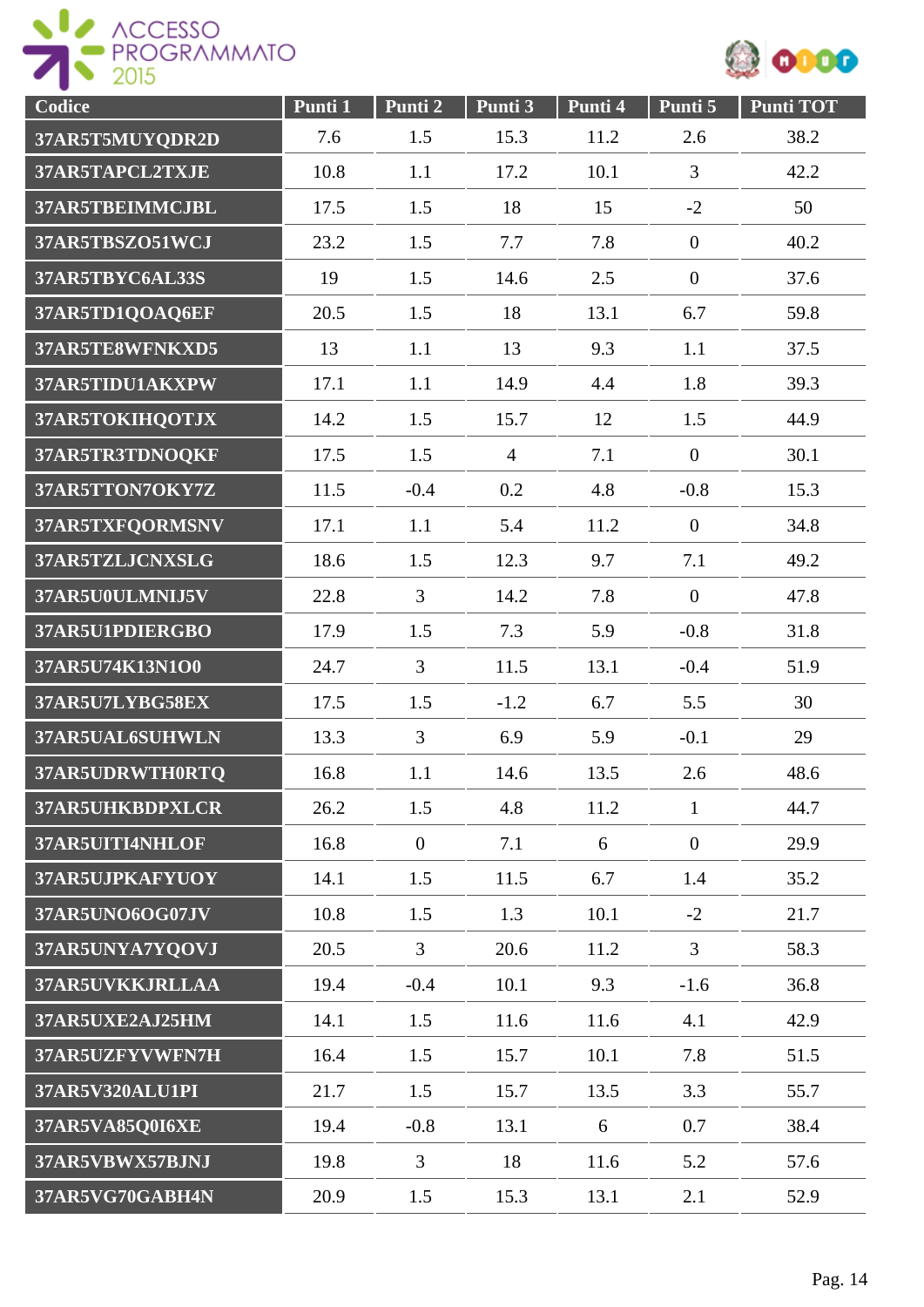| Codice | Punti 1 | Punti 2 | Punti 3 | Punti 4 | Punti 5 | Punti TOT |
|---|---|---|---|---|---|---|
| 37AR5T5MUYQDR2D | 7.6 | 1.5 | 15.3 | 11.2 | 2.6 | 38.2 |
| 37AR5TAPCL2TXJE | 10.8 | 1.1 | 17.2 | 10.1 | 3 | 42.2 |
| 37AR5TBEIMMCJBL | 17.5 | 1.5 | 18 | 15 | -2 | 50 |
| 37AR5TBSZO51WCJ | 23.2 | 1.5 | 7.7 | 7.8 | 0 | 40.2 |
| 37AR5TBYC6AL33S | 19 | 1.5 | 14.6 | 2.5 | 0 | 37.6 |
| 37AR5TD1QOAQ6EF | 20.5 | 1.5 | 18 | 13.1 | 6.7 | 59.8 |
| 37AR5TE8WFNKXD5 | 13 | 1.1 | 13 | 9.3 | 1.1 | 37.5 |
| 37AR5TIDU1AKXPW | 17.1 | 1.1 | 14.9 | 4.4 | 1.8 | 39.3 |
| 37AR5TOKIHQOTJX | 14.2 | 1.5 | 15.7 | 12 | 1.5 | 44.9 |
| 37AR5TR3TDNOQKF | 17.5 | 1.5 | 4 | 7.1 | 0 | 30.1 |
| 37AR5TTON7OKY7Z | 11.5 | -0.4 | 0.2 | 4.8 | -0.8 | 15.3 |
| 37AR5TXFQORMSNV | 17.1 | 1.1 | 5.4 | 11.2 | 0 | 34.8 |
| 37AR5TZLJCNXSLG | 18.6 | 1.5 | 12.3 | 9.7 | 7.1 | 49.2 |
| 37AR5U0ULMNIJ5V | 22.8 | 3 | 14.2 | 7.8 | 0 | 47.8 |
| 37AR5U1PDIERGBO | 17.9 | 1.5 | 7.3 | 5.9 | -0.8 | 31.8 |
| 37AR5U74K13N1O0 | 24.7 | 3 | 11.5 | 13.1 | -0.4 | 51.9 |
| 37AR5U7LYBG58EX | 17.5 | 1.5 | -1.2 | 6.7 | 5.5 | 30 |
| 37AR5UAL6SUHWLN | 13.3 | 3 | 6.9 | 5.9 | -0.1 | 29 |
| 37AR5UDRWTH0RTQ | 16.8 | 1.1 | 14.6 | 13.5 | 2.6 | 48.6 |
| 37AR5UHKBDPXLCR | 26.2 | 1.5 | 4.8 | 11.2 | 1 | 44.7 |
| 37AR5UITI4NHLOF | 16.8 | 0 | 7.1 | 6 | 0 | 29.9 |
| 37AR5UJPKAFYUOY | 14.1 | 1.5 | 11.5 | 6.7 | 1.4 | 35.2 |
| 37AR5UNO6OG07JV | 10.8 | 1.5 | 1.3 | 10.1 | -2 | 21.7 |
| 37AR5UNYA7YQOVJ | 20.5 | 3 | 20.6 | 11.2 | 3 | 58.3 |
| 37AR5UVKKJRLLAA | 19.4 | -0.4 | 10.1 | 9.3 | -1.6 | 36.8 |
| 37AR5UXE2AJ25HM | 14.1 | 1.5 | 11.6 | 11.6 | 4.1 | 42.9 |
| 37AR5UZFYVWFN7H | 16.4 | 1.5 | 15.7 | 10.1 | 7.8 | 51.5 |
| 37AR5V320ALU1PI | 21.7 | 1.5 | 15.7 | 13.5 | 3.3 | 55.7 |
| 37AR5VA85Q0I6XE | 19.4 | -0.8 | 13.1 | 6 | 0.7 | 38.4 |
| 37AR5VBWX57BJNJ | 19.8 | 3 | 18 | 11.6 | 5.2 | 57.6 |
| 37AR5VG70GABH4N | 20.9 | 1.5 | 15.3 | 13.1 | 2.1 | 52.9 |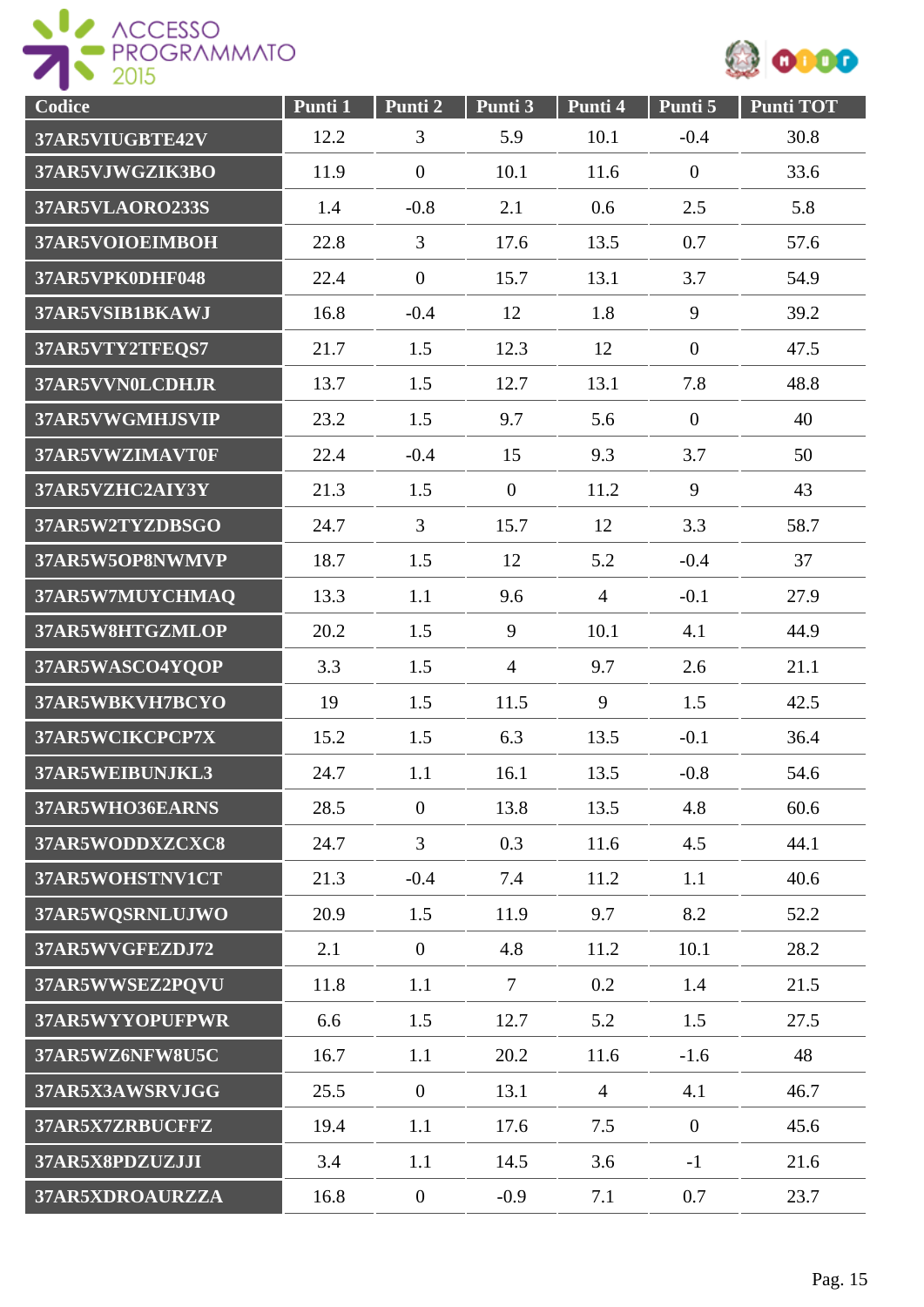| Codice | Punti 1 | Punti 2 | Punti 3 | Punti 4 | Punti 5 | Punti TOT |
|---|---|---|---|---|---|---|
| 37AR5VIUGBTE42V | 12.2 | 3 | 5.9 | 10.1 | -0.4 | 30.8 |
| 37AR5VJWGZIK3BO | 11.9 | 0 | 10.1 | 11.6 | 0 | 33.6 |
| 37AR5VLAORO233S | 1.4 | -0.8 | 2.1 | 0.6 | 2.5 | 5.8 |
| 37AR5VOIOEIMBOH | 22.8 | 3 | 17.6 | 13.5 | 0.7 | 57.6 |
| 37AR5VPK0DHF048 | 22.4 | 0 | 15.7 | 13.1 | 3.7 | 54.9 |
| 37AR5VSIB1BKAWJ | 16.8 | -0.4 | 12 | 1.8 | 9 | 39.2 |
| 37AR5VTY2TFEQS7 | 21.7 | 1.5 | 12.3 | 12 | 0 | 47.5 |
| 37AR5VVN0LCDHJR | 13.7 | 1.5 | 12.7 | 13.1 | 7.8 | 48.8 |
| 37AR5VWGMHJSVIP | 23.2 | 1.5 | 9.7 | 5.6 | 0 | 40 |
| 37AR5VWZIMAVT0F | 22.4 | -0.4 | 15 | 9.3 | 3.7 | 50 |
| 37AR5VZHC2AIY3Y | 21.3 | 1.5 | 0 | 11.2 | 9 | 43 |
| 37AR5W2TYZDBSGO | 24.7 | 3 | 15.7 | 12 | 3.3 | 58.7 |
| 37AR5W5OP8NWMVP | 18.7 | 1.5 | 12 | 5.2 | -0.4 | 37 |
| 37AR5W7MUYCHMAQ | 13.3 | 1.1 | 9.6 | 4 | -0.1 | 27.9 |
| 37AR5W8HTGZMLOP | 20.2 | 1.5 | 9 | 10.1 | 4.1 | 44.9 |
| 37AR5WASCO4YQOP | 3.3 | 1.5 | 4 | 9.7 | 2.6 | 21.1 |
| 37AR5WBKVH7BCYO | 19 | 1.5 | 11.5 | 9 | 1.5 | 42.5 |
| 37AR5WCIKCPCP7X | 15.2 | 1.5 | 6.3 | 13.5 | -0.1 | 36.4 |
| 37AR5WEIBUNJKL3 | 24.7 | 1.1 | 16.1 | 13.5 | -0.8 | 54.6 |
| 37AR5WHO36EARNS | 28.5 | 0 | 13.8 | 13.5 | 4.8 | 60.6 |
| 37AR5WODDXZCXC8 | 24.7 | 3 | 0.3 | 11.6 | 4.5 | 44.1 |
| 37AR5WOHSTNV1CT | 21.3 | -0.4 | 7.4 | 11.2 | 1.1 | 40.6 |
| 37AR5WQSRNLUJWO | 20.9 | 1.5 | 11.9 | 9.7 | 8.2 | 52.2 |
| 37AR5WVGFEZDJ72 | 2.1 | 0 | 4.8 | 11.2 | 10.1 | 28.2 |
| 37AR5WWSEZ2PQVU | 11.8 | 1.1 | 7 | 0.2 | 1.4 | 21.5 |
| 37AR5WYYOPUFPWR | 6.6 | 1.5 | 12.7 | 5.2 | 1.5 | 27.5 |
| 37AR5WZ6NFW8U5C | 16.7 | 1.1 | 20.2 | 11.6 | -1.6 | 48 |
| 37AR5X3AWSRVJGG | 25.5 | 0 | 13.1 | 4 | 4.1 | 46.7 |
| 37AR5X7ZRBUCFFZ | 19.4 | 1.1 | 17.6 | 7.5 | 0 | 45.6 |
| 37AR5X8PDZUZJJI | 3.4 | 1.1 | 14.5 | 3.6 | -1 | 21.6 |
| 37AR5XDROAURZZA | 16.8 | 0 | -0.9 | 7.1 | 0.7 | 23.7 |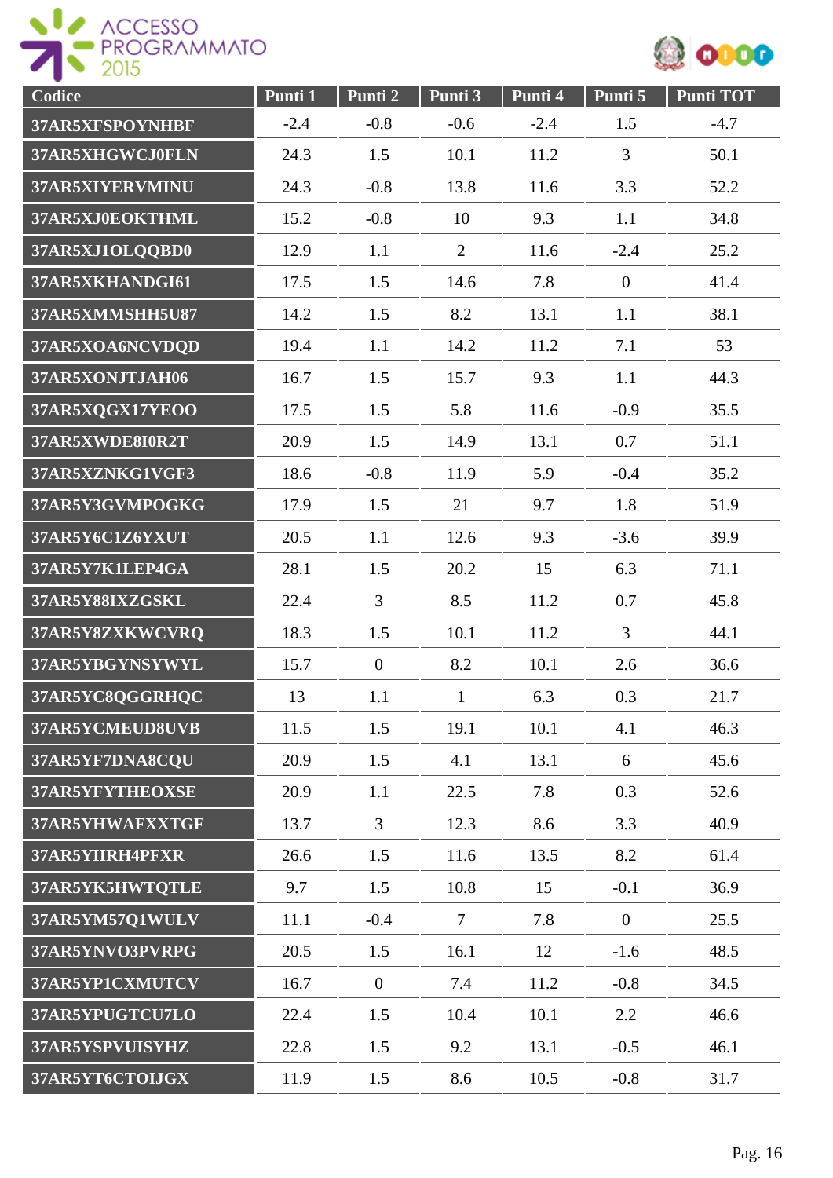| Codice | Punti 1 | Punti 2 | Punti 3 | Punti 4 | Punti 5 | Punti TOT |
|---|---|---|---|---|---|---|
| 37AR5XFSPOYNHBF | -2.4 | -0.8 | -0.6 | -2.4 | 1.5 | -4.7 |
| 37AR5XHGWCJ0FLN | 24.3 | 1.5 | 10.1 | 11.2 | 3 | 50.1 |
| 37AR5XIYERVMINU | 24.3 | -0.8 | 13.8 | 11.6 | 3.3 | 52.2 |
| 37AR5XJ0EOKTHML | 15.2 | -0.8 | 10 | 9.3 | 1.1 | 34.8 |
| 37AR5XJ1OLQQBD0 | 12.9 | 1.1 | 2 | 11.6 | -2.4 | 25.2 |
| 37AR5XKHANDGI61 | 17.5 | 1.5 | 14.6 | 7.8 | 0 | 41.4 |
| 37AR5XMMSHH5U87 | 14.2 | 1.5 | 8.2 | 13.1 | 1.1 | 38.1 |
| 37AR5XOA6NCVDQD | 19.4 | 1.1 | 14.2 | 11.2 | 7.1 | 53 |
| 37AR5XONJTJAH06 | 16.7 | 1.5 | 15.7 | 9.3 | 1.1 | 44.3 |
| 37AR5XQGX17YEOO | 17.5 | 1.5 | 5.8 | 11.6 | -0.9 | 35.5 |
| 37AR5XWDE8I0R2T | 20.9 | 1.5 | 14.9 | 13.1 | 0.7 | 51.1 |
| 37AR5XZNKG1VGF3 | 18.6 | -0.8 | 11.9 | 5.9 | -0.4 | 35.2 |
| 37AR5Y3GVMPOGKG | 17.9 | 1.5 | 21 | 9.7 | 1.8 | 51.9 |
| 37AR5Y6C1Z6YXUT | 20.5 | 1.1 | 12.6 | 9.3 | -3.6 | 39.9 |
| 37AR5Y7K1LEP4GA | 28.1 | 1.5 | 20.2 | 15 | 6.3 | 71.1 |
| 37AR5Y88IXZGSKL | 22.4 | 3 | 8.5 | 11.2 | 0.7 | 45.8 |
| 37AR5Y8ZXKWCVRQ | 18.3 | 1.5 | 10.1 | 11.2 | 3 | 44.1 |
| 37AR5YBGYNSYWYL | 15.7 | 0 | 8.2 | 10.1 | 2.6 | 36.6 |
| 37AR5YC8QGGRHQC | 13 | 1.1 | 1 | 6.3 | 0.3 | 21.7 |
| 37AR5YCMEUD8UVB | 11.5 | 1.5 | 19.1 | 10.1 | 4.1 | 46.3 |
| 37AR5YF7DNA8CQU | 20.9 | 1.5 | 4.1 | 13.1 | 6 | 45.6 |
| 37AR5YFYTHEOXSE | 20.9 | 1.1 | 22.5 | 7.8 | 0.3 | 52.6 |
| 37AR5YHWAFXXTGF | 13.7 | 3 | 12.3 | 8.6 | 3.3 | 40.9 |
| 37AR5YIIRH4PFXR | 26.6 | 1.5 | 11.6 | 13.5 | 8.2 | 61.4 |
| 37AR5YK5HWTQTLE | 9.7 | 1.5 | 10.8 | 15 | -0.1 | 36.9 |
| 37AR5YM57Q1WULV | 11.1 | -0.4 | 7 | 7.8 | 0 | 25.5 |
| 37AR5YNVO3PVRPG | 20.5 | 1.5 | 16.1 | 12 | -1.6 | 48.5 |
| 37AR5YP1CXMUTCV | 16.7 | 0 | 7.4 | 11.2 | -0.8 | 34.5 |
| 37AR5YPUGTCU7LO | 22.4 | 1.5 | 10.4 | 10.1 | 2.2 | 46.6 |
| 37AR5YSPVUISYHZ | 22.8 | 1.5 | 9.2 | 13.1 | -0.5 | 46.1 |
| 37AR5YT6CTOIJGX | 11.9 | 1.5 | 8.6 | 10.5 | -0.8 | 31.7 |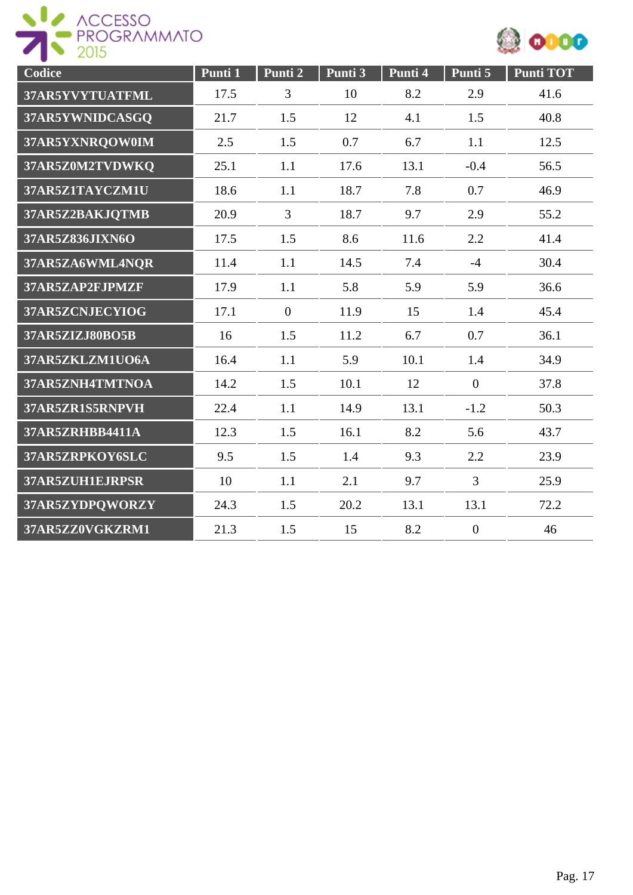| Codice | Punti 1 | Punti 2 | Punti 3 | Punti 4 | Punti 5 | Punti TOT |
|---|---|---|---|---|---|---|
| 37AR5YVYTUATFML | 17.5 | 3 | 10 | 8.2 | 2.9 | 41.6 |
| 37AR5YWNIDCASGQ | 21.7 | 1.5 | 12 | 4.1 | 1.5 | 40.8 |
| 37AR5YXNRQOW0IM | 2.5 | 1.5 | 0.7 | 6.7 | 1.1 | 12.5 |
| 37AR5Z0M2TVDWKQ | 25.1 | 1.1 | 17.6 | 13.1 | -0.4 | 56.5 |
| 37AR5Z1TAYCZM1U | 18.6 | 1.1 | 18.7 | 7.8 | 0.7 | 46.9 |
| 37AR5Z2BAKJQTMB | 20.9 | 3 | 18.7 | 9.7 | 2.9 | 55.2 |
| 37AR5Z836JIXN6O | 17.5 | 1.5 | 8.6 | 11.6 | 2.2 | 41.4 |
| 37AR5ZA6WML4NQR | 11.4 | 1.1 | 14.5 | 7.4 | -4 | 30.4 |
| 37AR5ZAP2FJPMZF | 17.9 | 1.1 | 5.8 | 5.9 | 5.9 | 36.6 |
| 37AR5ZCNJECYIOG | 17.1 | 0 | 11.9 | 15 | 1.4 | 45.4 |
| 37AR5ZIZJ80BO5B | 16 | 1.5 | 11.2 | 6.7 | 0.7 | 36.1 |
| 37AR5ZKLZM1UO6A | 16.4 | 1.1 | 5.9 | 10.1 | 1.4 | 34.9 |
| 37AR5ZNH4TMTNOA | 14.2 | 1.5 | 10.1 | 12 | 0 | 37.8 |
| 37AR5ZR1S5RNPVH | 22.4 | 1.1 | 14.9 | 13.1 | -1.2 | 50.3 |
| 37AR5ZRHBB4411A | 12.3 | 1.5 | 16.1 | 8.2 | 5.6 | 43.7 |
| 37AR5ZRPKOY6SLC | 9.5 | 1.5 | 1.4 | 9.3 | 2.2 | 23.9 |
| 37AR5ZUH1EJRPSR | 10 | 1.1 | 2.1 | 9.7 | 3 | 25.9 |
| 37AR5ZYDPQWORZY | 24.3 | 1.5 | 20.2 | 13.1 | 13.1 | 72.2 |
| 37AR5ZZ0VGKZRM1 | 21.3 | 1.5 | 15 | 8.2 | 0 | 46 |